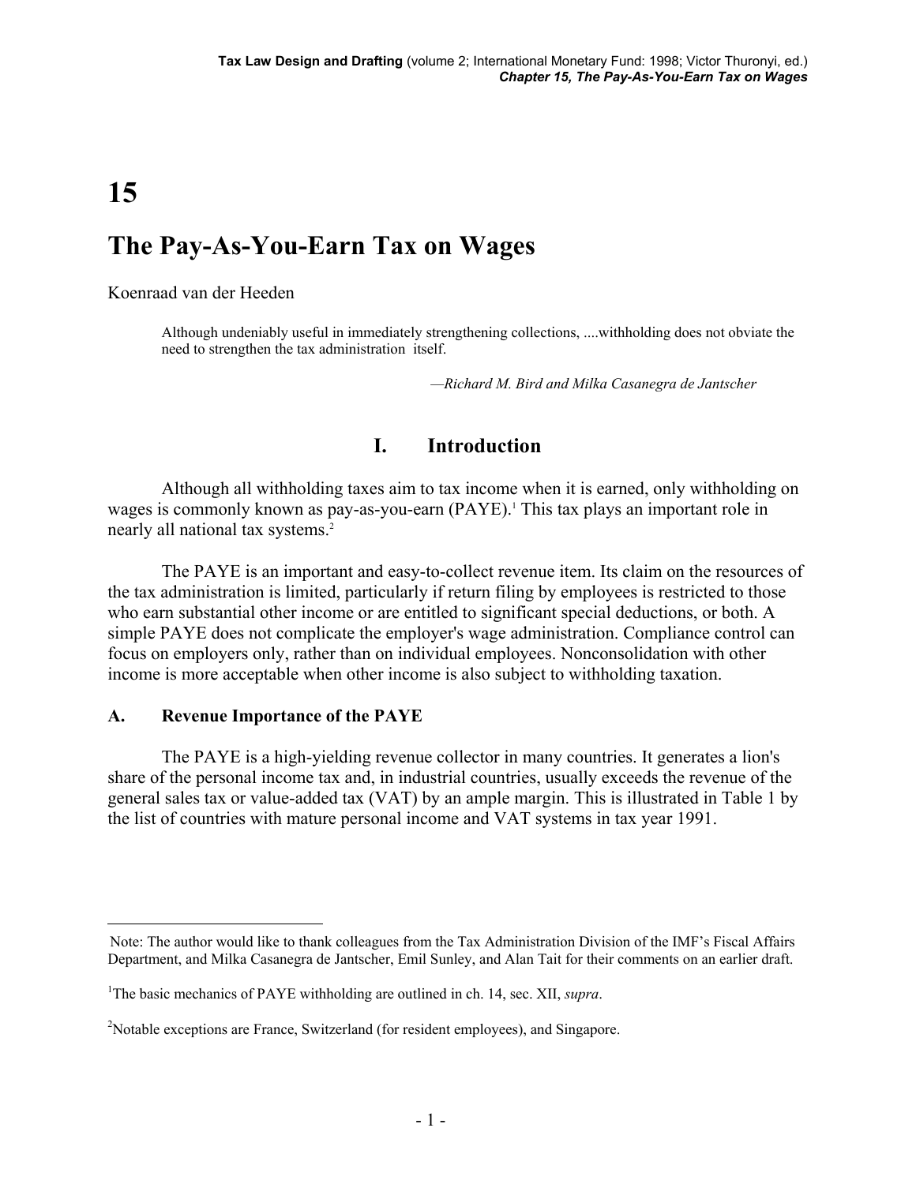# 15

# The Pay-As-You-Earn Tax on Wages

Koenraad van der Heeden

> Although undeniably useful in immediately strengthening collections, ....withholding does not obviate the need to strengthen the tax administration itself.
>
> —*Richard M. Bird and Milka Casanegra de Jantscher*

## I. Introduction

Although all withholding taxes aim to tax income when it is earned, only withholding on wages is commonly known as pay-as-you-earn (PAYE).[1] This tax plays an important role in nearly all national tax systems.[2]

The PAYE is an important and easy-to-collect revenue item. Its claim on the resources of the tax administration is limited, particularly if return filing by employees is restricted to those who earn substantial other income or are entitled to significant special deductions, or both. A simple PAYE does not complicate the employer's wage administration. Compliance control can focus on employers only, rather than on individual employees. Nonconsolidation with other income is more acceptable when other income is also subject to withholding taxation.

### A. Revenue Importance of the PAYE

The PAYE is a high-yielding revenue collector in many countries. It generates a lion's share of the personal income tax and, in industrial countries, usually exceeds the revenue of the general sales tax or value-added tax (VAT) by an ample margin. This is illustrated in Table 1 by the list of countries with mature personal income and VAT systems in tax year 1991.

---

Note: The author would like to thank colleagues from the Tax Administration Division of the IMF's Fiscal Affairs Department, and Milka Casanegra de Jantscher, Emil Sunley, and Alan Tait for their comments on an earlier draft.

[1] The basic mechanics of PAYE withholding are outlined in ch. 14, sec. XII, *supra*.

[2] Notable exceptions are France, Switzerland (for resident employees), and Singapore.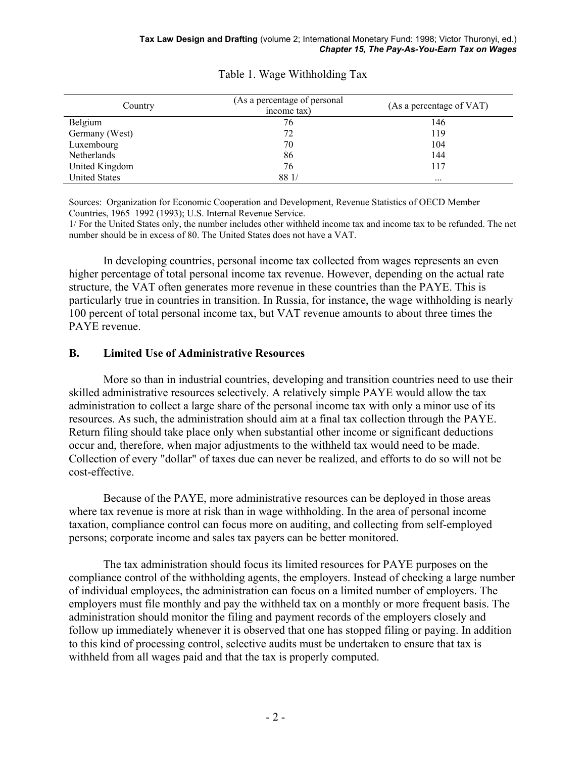Table 1. Wage Withholding Tax

| Country | (As a percentage of personal income tax) | (As a percentage of VAT) |
|---|---|---|
| Belgium | 76 | 146 |
| Germany (West) | 72 | 119 |
| Luxembourg | 70 | 104 |
| Netherlands | 86 | 144 |
| United Kingdom | 76 | 117 |
| United States | 88 1/ | ... |

Sources: Organization for Economic Cooperation and Development, Revenue Statistics of OECD Member Countries, 1965–1992 (1993); U.S. Internal Revenue Service.

1/ For the United States only, the number includes other withheld income tax and income tax to be refunded. The net number should be in excess of 80. The United States does not have a VAT.

In developing countries, personal income tax collected from wages represents an even higher percentage of total personal income tax revenue. However, depending on the actual rate structure, the VAT often generates more revenue in these countries than the PAYE. This is particularly true in countries in transition. In Russia, for instance, the wage withholding is nearly 100 percent of total personal income tax, but VAT revenue amounts to about three times the PAYE revenue.

## B. Limited Use of Administrative Resources

More so than in industrial countries, developing and transition countries need to use their skilled administrative resources selectively. A relatively simple PAYE would allow the tax administration to collect a large share of the personal income tax with only a minor use of its resources. As such, the administration should aim at a final tax collection through the PAYE. Return filing should take place only when substantial other income or significant deductions occur and, therefore, when major adjustments to the withheld tax would need to be made. Collection of every "dollar" of taxes due can never be realized, and efforts to do so will not be cost-effective.

Because of the PAYE, more administrative resources can be deployed in those areas where tax revenue is more at risk than in wage withholding. In the area of personal income taxation, compliance control can focus more on auditing, and collecting from self-employed persons; corporate income and sales tax payers can be better monitored.

The tax administration should focus its limited resources for PAYE purposes on the compliance control of the withholding agents, the employers. Instead of checking a large number of individual employees, the administration can focus on a limited number of employers. The employers must file monthly and pay the withheld tax on a monthly or more frequent basis. The administration should monitor the filing and payment records of the employers closely and follow up immediately whenever it is observed that one has stopped filing or paying. In addition to this kind of processing control, selective audits must be undertaken to ensure that tax is withheld from all wages paid and that the tax is properly computed.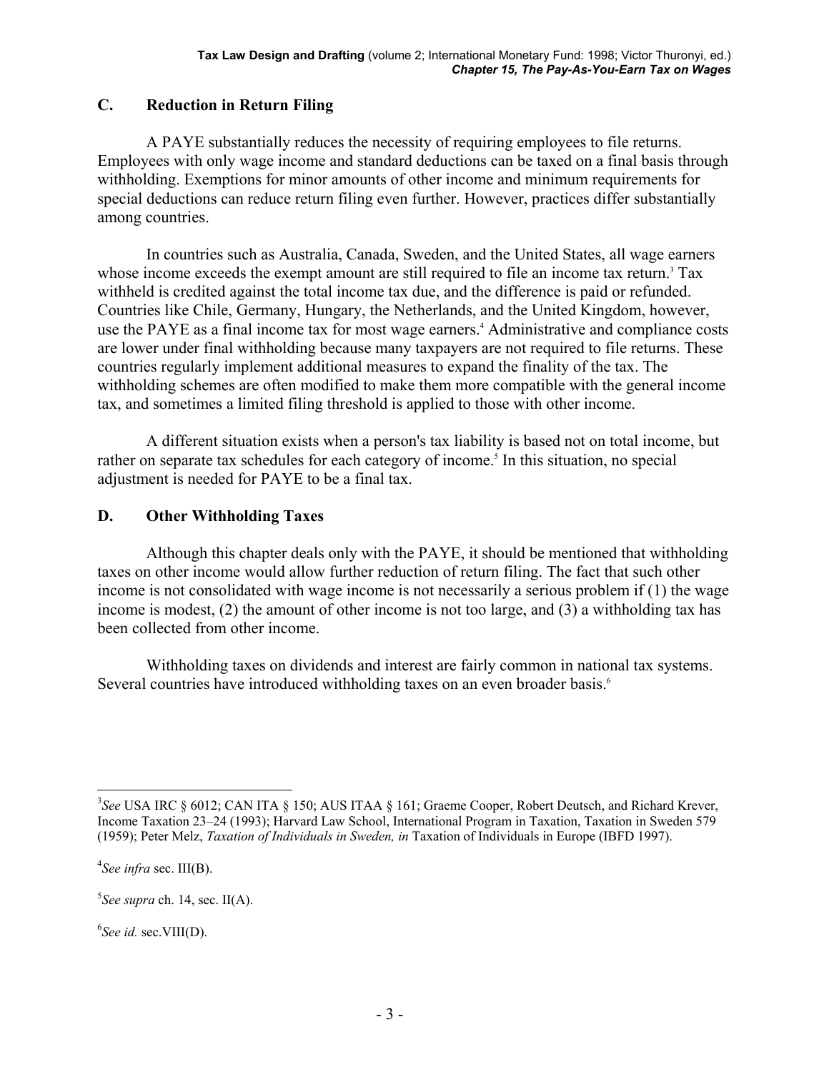## C. Reduction in Return Filing

A PAYE substantially reduces the necessity of requiring employees to file returns. Employees with only wage income and standard deductions can be taxed on a final basis through withholding. Exemptions for minor amounts of other income and minimum requirements for special deductions can reduce return filing even further. However, practices differ substantially among countries.

In countries such as Australia, Canada, Sweden, and the United States, all wage earners whose income exceeds the exempt amount are still required to file an income tax return.[3] Tax withheld is credited against the total income tax due, and the difference is paid or refunded. Countries like Chile, Germany, Hungary, the Netherlands, and the United Kingdom, however, use the PAYE as a final income tax for most wage earners.[4] Administrative and compliance costs are lower under final withholding because many taxpayers are not required to file returns. These countries regularly implement additional measures to expand the finality of the tax. The withholding schemes are often modified to make them more compatible with the general income tax, and sometimes a limited filing threshold is applied to those with other income.

A different situation exists when a person's tax liability is based not on total income, but rather on separate tax schedules for each category of income.[5] In this situation, no special adjustment is needed for PAYE to be a final tax.

## D. Other Withholding Taxes

Although this chapter deals only with the PAYE, it should be mentioned that withholding taxes on other income would allow further reduction of return filing. The fact that such other income is not consolidated with wage income is not necessarily a serious problem if (1) the wage income is modest, (2) the amount of other income is not too large, and (3) a withholding tax has been collected from other income.

Withholding taxes on dividends and interest are fairly common in national tax systems. Several countries have introduced withholding taxes on an even broader basis.[6]

---

[3] *See* USA IRC § 6012; CAN ITA § 150; AUS ITAA § 161; Graeme Cooper, Robert Deutsch, and Richard Krever, Income Taxation 23–24 (1993); Harvard Law School, International Program in Taxation, Taxation in Sweden 579 (1959); Peter Melz, *Taxation of Individuals in Sweden, in* Taxation of Individuals in Europe (IBFD 1997).

[4] *See infra* sec. III(B).

[5] *See supra* ch. 14, sec. II(A).

[6] *See id.* sec.VIII(D).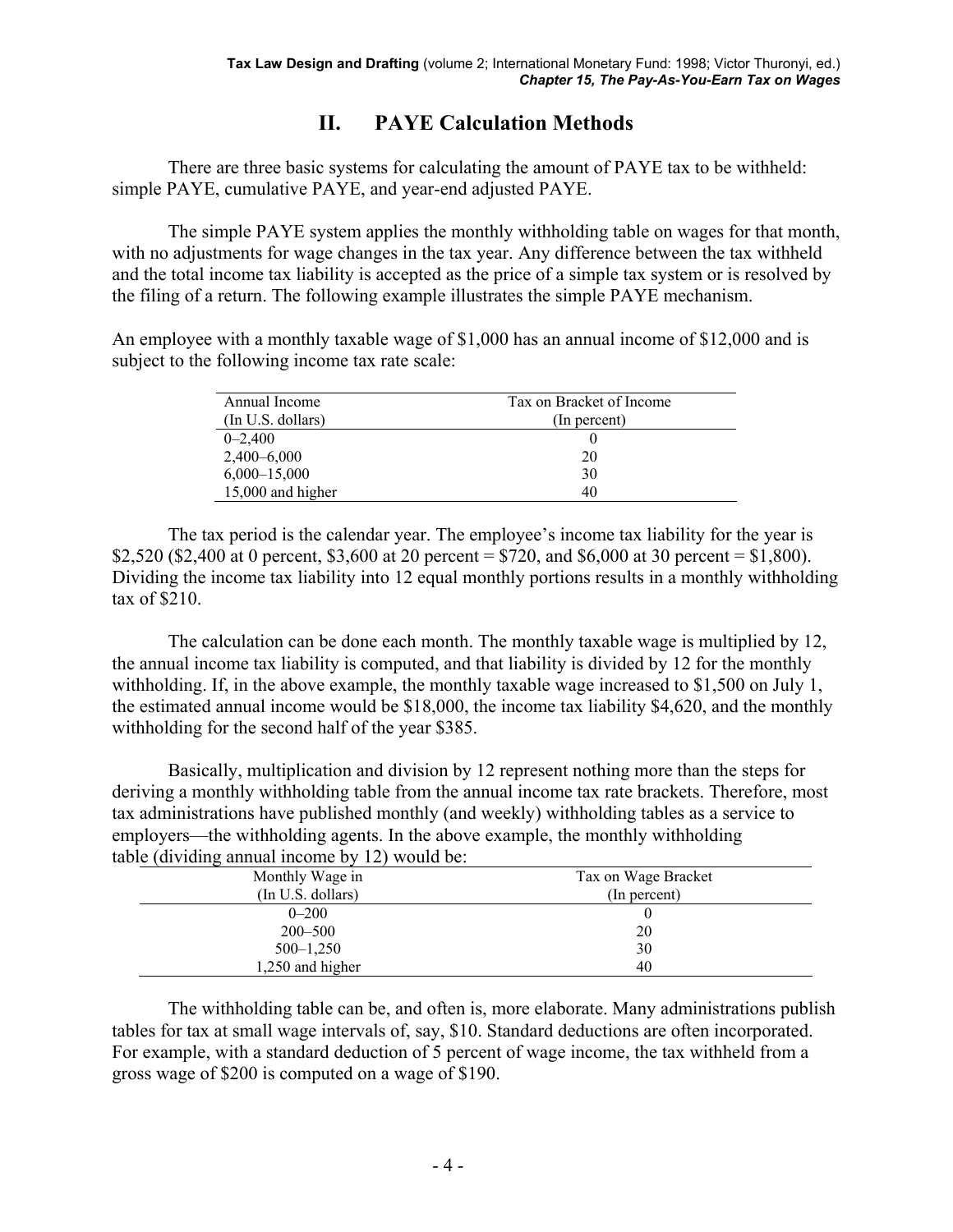## II. PAYE Calculation Methods

There are three basic systems for calculating the amount of PAYE tax to be withheld: simple PAYE, cumulative PAYE, and year-end adjusted PAYE.

The simple PAYE system applies the monthly withholding table on wages for that month, with no adjustments for wage changes in the tax year. Any difference between the tax withheld and the total income tax liability is accepted as the price of a simple tax system or is resolved by the filing of a return. The following example illustrates the simple PAYE mechanism.

An employee with a monthly taxable wage of $1,000 has an annual income of $12,000 and is subject to the following income tax rate scale:

| Annual Income (In U.S. dollars) | Tax on Bracket of Income (In percent) |
|---|---|
| 0–2,400 | 0 |
| 2,400–6,000 | 20 |
| 6,000–15,000 | 30 |
| 15,000 and higher | 40 |

The tax period is the calendar year. The employee's income tax liability for the year is $2,520 ($2,400 at 0 percent, $3,600 at 20 percent = $720, and $6,000 at 30 percent = $1,800). Dividing the income tax liability into 12 equal monthly portions results in a monthly withholding tax of $210.

The calculation can be done each month. The monthly taxable wage is multiplied by 12, the annual income tax liability is computed, and that liability is divided by 12 for the monthly withholding. If, in the above example, the monthly taxable wage increased to $1,500 on July 1, the estimated annual income would be $18,000, the income tax liability $4,620, and the monthly withholding for the second half of the year $385.

Basically, multiplication and division by 12 represent nothing more than the steps for deriving a monthly withholding table from the annual income tax rate brackets. Therefore, most tax administrations have published monthly (and weekly) withholding tables as a service to employers—the withholding agents. In the above example, the monthly withholding table (dividing annual income by 12) would be:

| Monthly Wage in (In U.S. dollars) | Tax on Wage Bracket (In percent) |
|---|---|
| 0–200 | 0 |
| 200–500 | 20 |
| 500–1,250 | 30 |
| 1,250 and higher | 40 |

The withholding table can be, and often is, more elaborate. Many administrations publish tables for tax at small wage intervals of, say, $10. Standard deductions are often incorporated. For example, with a standard deduction of 5 percent of wage income, the tax withheld from a gross wage of $200 is computed on a wage of $190.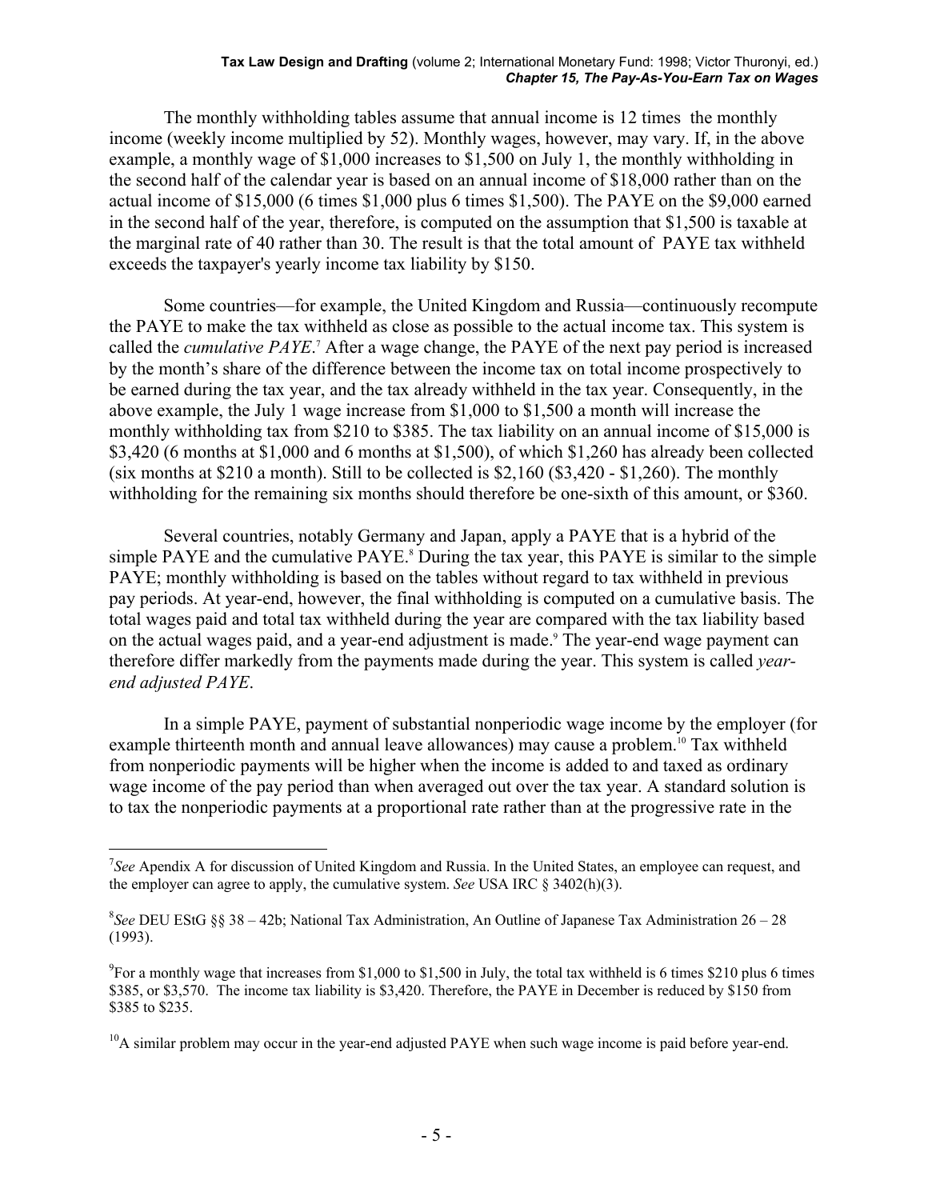The monthly withholding tables assume that annual income is 12 times the monthly income (weekly income multiplied by 52). Monthly wages, however, may vary. If, in the above example, a monthly wage of $1,000 increases to $1,500 on July 1, the monthly withholding in the second half of the calendar year is based on an annual income of $18,000 rather than on the actual income of $15,000 (6 times $1,000 plus 6 times $1,500). The PAYE on the $9,000 earned in the second half of the year, therefore, is computed on the assumption that $1,500 is taxable at the marginal rate of 40 rather than 30. The result is that the total amount of PAYE tax withheld exceeds the taxpayer's yearly income tax liability by $150.

Some countries—for example, the United Kingdom and Russia—continuously recompute the PAYE to make the tax withheld as close as possible to the actual income tax. This system is called the *cumulative PAYE*.[7] After a wage change, the PAYE of the next pay period is increased by the month's share of the difference between the income tax on total income prospectively to be earned during the tax year, and the tax already withheld in the tax year. Consequently, in the above example, the July 1 wage increase from $1,000 to $1,500 a month will increase the monthly withholding tax from $210 to $385. The tax liability on an annual income of $15,000 is $3,420 (6 months at $1,000 and 6 months at $1,500), of which $1,260 has already been collected (six months at $210 a month). Still to be collected is $2,160 ($3,420 - $1,260). The monthly withholding for the remaining six months should therefore be one-sixth of this amount, or $360.

Several countries, notably Germany and Japan, apply a PAYE that is a hybrid of the simple PAYE and the cumulative PAYE.[8] During the tax year, this PAYE is similar to the simple PAYE; monthly withholding is based on the tables without regard to tax withheld in previous pay periods. At year-end, however, the final withholding is computed on a cumulative basis. The total wages paid and total tax withheld during the year are compared with the tax liability based on the actual wages paid, and a year-end adjustment is made.[9] The year-end wage payment can therefore differ markedly from the payments made during the year. This system is called *year-end adjusted PAYE*.

In a simple PAYE, payment of substantial nonperiodic wage income by the employer (for example thirteenth month and annual leave allowances) may cause a problem.[10] Tax withheld from nonperiodic payments will be higher when the income is added to and taxed as ordinary wage income of the pay period than when averaged out over the tax year. A standard solution is to tax the nonperiodic payments at a proportional rate rather than at the progressive rate in the

---

[7] *See* Apendix A for discussion of United Kingdom and Russia. In the United States, an employee can request, and the employer can agree to apply, the cumulative system. *See* USA IRC § 3402(h)(3).

[8] *See* DEU EStG §§ 38 – 42b; National Tax Administration, An Outline of Japanese Tax Administration 26 – 28 (1993).

[9] For a monthly wage that increases from $1,000 to $1,500 in July, the total tax withheld is 6 times $210 plus 6 times $385, or $3,570. The income tax liability is $3,420. Therefore, the PAYE in December is reduced by $150 from $385 to $235.

[10] A similar problem may occur in the year-end adjusted PAYE when such wage income is paid before year-end.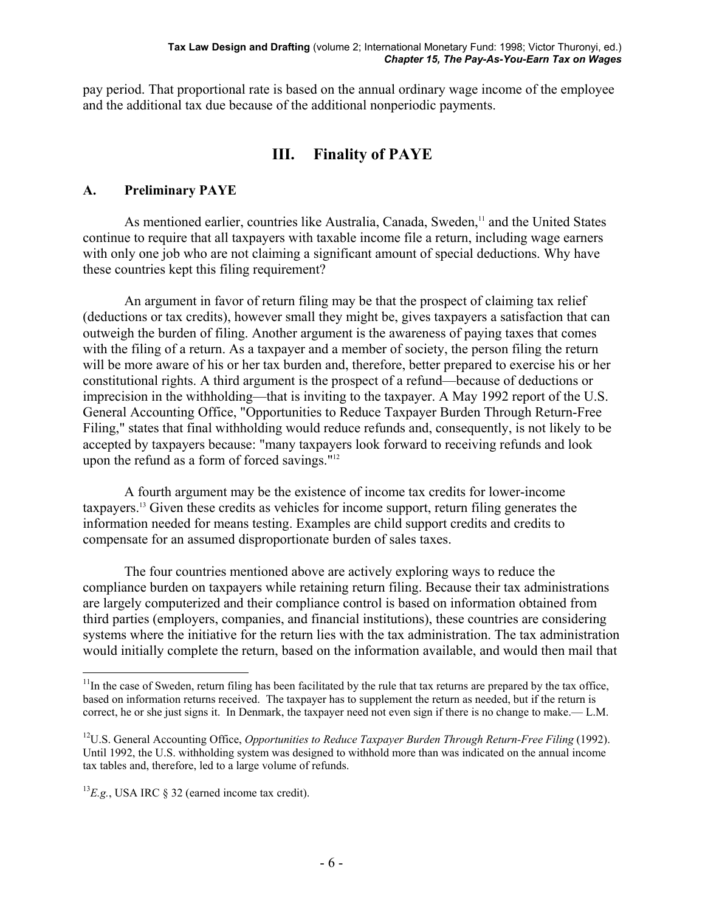pay period. That proportional rate is based on the annual ordinary wage income of the employee and the additional tax due because of the additional nonperiodic payments.

## III. Finality of PAYE

### A. Preliminary PAYE

As mentioned earlier, countries like Australia, Canada, Sweden,[11] and the United States continue to require that all taxpayers with taxable income file a return, including wage earners with only one job who are not claiming a significant amount of special deductions. Why have these countries kept this filing requirement?

An argument in favor of return filing may be that the prospect of claiming tax relief (deductions or tax credits), however small they might be, gives taxpayers a satisfaction that can outweigh the burden of filing. Another argument is the awareness of paying taxes that comes with the filing of a return. As a taxpayer and a member of society, the person filing the return will be more aware of his or her tax burden and, therefore, better prepared to exercise his or her constitutional rights. A third argument is the prospect of a refund—because of deductions or imprecision in the withholding—that is inviting to the taxpayer. A May 1992 report of the U.S. General Accounting Office, "Opportunities to Reduce Taxpayer Burden Through Return-Free Filing," states that final withholding would reduce refunds and, consequently, is not likely to be accepted by taxpayers because: "many taxpayers look forward to receiving refunds and look upon the refund as a form of forced savings."[12]

A fourth argument may be the existence of income tax credits for lower-income taxpayers.[13] Given these credits as vehicles for income support, return filing generates the information needed for means testing. Examples are child support credits and credits to compensate for an assumed disproportionate burden of sales taxes.

The four countries mentioned above are actively exploring ways to reduce the compliance burden on taxpayers while retaining return filing. Because their tax administrations are largely computerized and their compliance control is based on information obtained from third parties (employers, companies, and financial institutions), these countries are considering systems where the initiative for the return lies with the tax administration. The tax administration would initially complete the return, based on the information available, and would then mail that

---

[11] In the case of Sweden, return filing has been facilitated by the rule that tax returns are prepared by the tax office, based on information returns received. The taxpayer has to supplement the return as needed, but if the return is correct, he or she just signs it. In Denmark, the taxpayer need not even sign if there is no change to make.— L.M.

[12] U.S. General Accounting Office, *Opportunities to Reduce Taxpayer Burden Through Return-Free Filing* (1992). Until 1992, the U.S. withholding system was designed to withhold more than was indicated on the annual income tax tables and, therefore, led to a large volume of refunds.

[13] *E.g.*, USA IRC § 32 (earned income tax credit).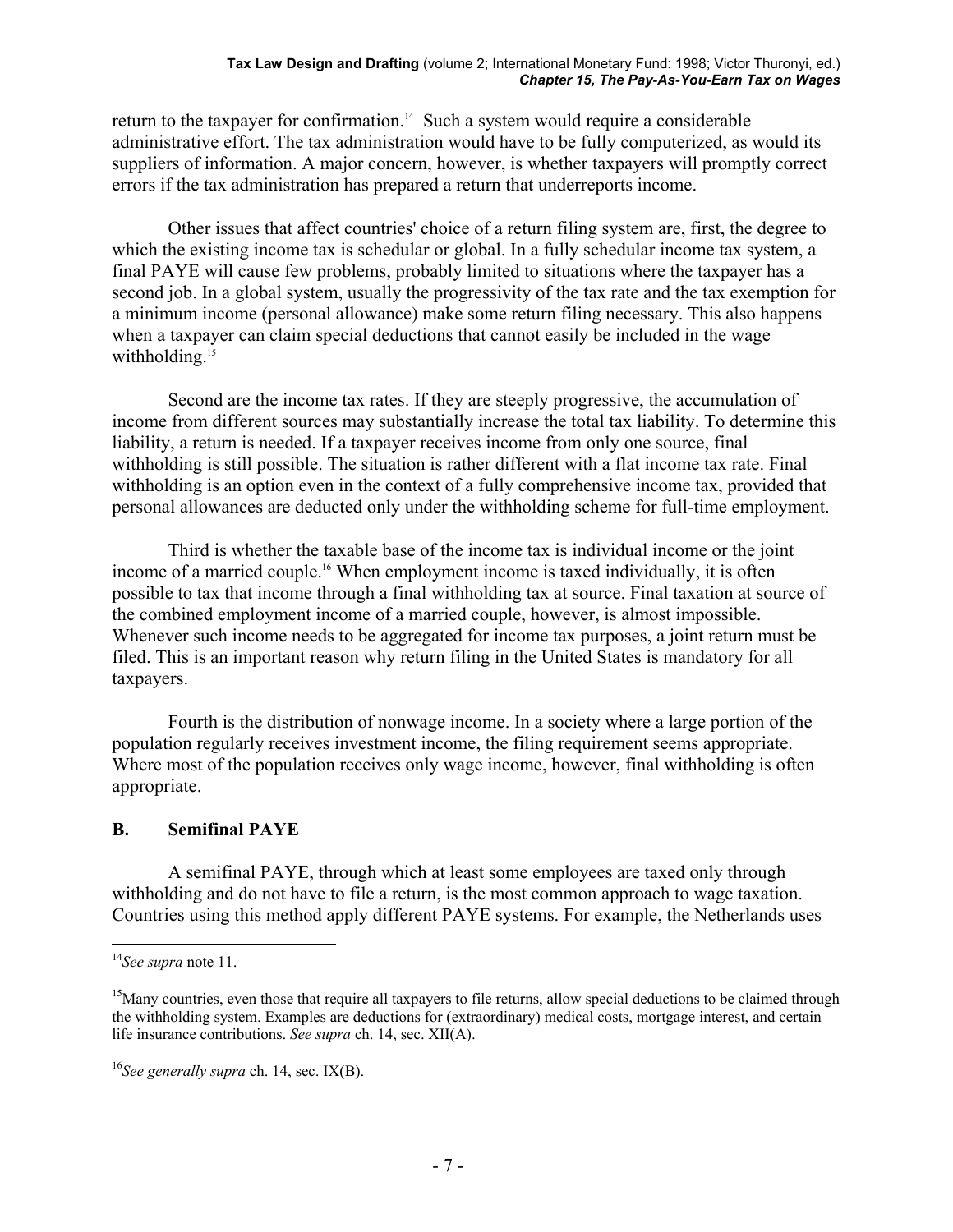return to the taxpayer for confirmation.[14] Such a system would require a considerable administrative effort. The tax administration would have to be fully computerized, as would its suppliers of information. A major concern, however, is whether taxpayers will promptly correct errors if the tax administration has prepared a return that underreports income.

Other issues that affect countries' choice of a return filing system are, first, the degree to which the existing income tax is schedular or global. In a fully schedular income tax system, a final PAYE will cause few problems, probably limited to situations where the taxpayer has a second job. In a global system, usually the progressivity of the tax rate and the tax exemption for a minimum income (personal allowance) make some return filing necessary. This also happens when a taxpayer can claim special deductions that cannot easily be included in the wage withholding.[15]

Second are the income tax rates. If they are steeply progressive, the accumulation of income from different sources may substantially increase the total tax liability. To determine this liability, a return is needed. If a taxpayer receives income from only one source, final withholding is still possible. The situation is rather different with a flat income tax rate. Final withholding is an option even in the context of a fully comprehensive income tax, provided that personal allowances are deducted only under the withholding scheme for full-time employment.

Third is whether the taxable base of the income tax is individual income or the joint income of a married couple.[16] When employment income is taxed individually, it is often possible to tax that income through a final withholding tax at source. Final taxation at source of the combined employment income of a married couple, however, is almost impossible. Whenever such income needs to be aggregated for income tax purposes, a joint return must be filed. This is an important reason why return filing in the United States is mandatory for all taxpayers.

Fourth is the distribution of nonwage income. In a society where a large portion of the population regularly receives investment income, the filing requirement seems appropriate. Where most of the population receives only wage income, however, final withholding is often appropriate.

## B. Semifinal PAYE

A semifinal PAYE, through which at least some employees are taxed only through withholding and do not have to file a return, is the most common approach to wage taxation. Countries using this method apply different PAYE systems. For example, the Netherlands uses

---

[14] *See supra* note 11.

[15] Many countries, even those that require all taxpayers to file returns, allow special deductions to be claimed through the withholding system. Examples are deductions for (extraordinary) medical costs, mortgage interest, and certain life insurance contributions. *See supra* ch. 14, sec. XII(A).

[16] *See generally supra* ch. 14, sec. IX(B).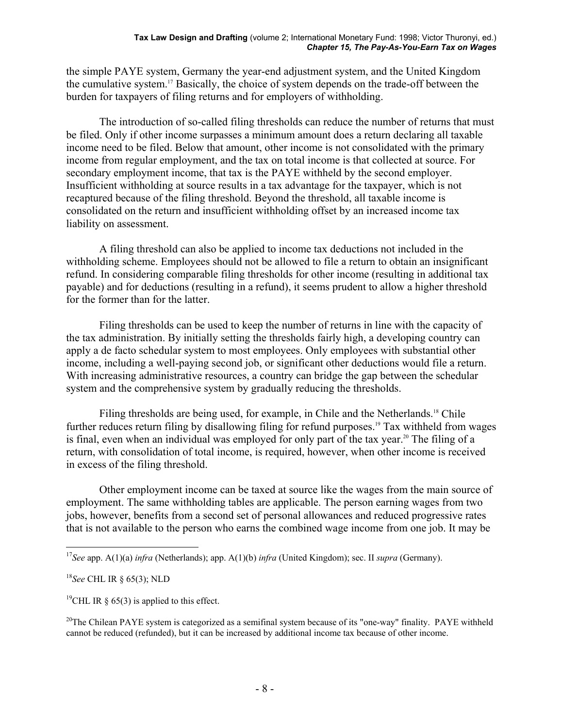the simple PAYE system, Germany the year-end adjustment system, and the United Kingdom the cumulative system.[17] Basically, the choice of system depends on the trade-off between the burden for taxpayers of filing returns and for employers of withholding.

The introduction of so-called filing thresholds can reduce the number of returns that must be filed. Only if other income surpasses a minimum amount does a return declaring all taxable income need to be filed. Below that amount, other income is not consolidated with the primary income from regular employment, and the tax on total income is that collected at source. For secondary employment income, that tax is the PAYE withheld by the second employer. Insufficient withholding at source results in a tax advantage for the taxpayer, which is not recaptured because of the filing threshold. Beyond the threshold, all taxable income is consolidated on the return and insufficient withholding offset by an increased income tax liability on assessment.

A filing threshold can also be applied to income tax deductions not included in the withholding scheme. Employees should not be allowed to file a return to obtain an insignificant refund. In considering comparable filing thresholds for other income (resulting in additional tax payable) and for deductions (resulting in a refund), it seems prudent to allow a higher threshold for the former than for the latter.

Filing thresholds can be used to keep the number of returns in line with the capacity of the tax administration. By initially setting the thresholds fairly high, a developing country can apply a de facto schedular system to most employees. Only employees with substantial other income, including a well-paying second job, or significant other deductions would file a return. With increasing administrative resources, a country can bridge the gap between the schedular system and the comprehensive system by gradually reducing the thresholds.

Filing thresholds are being used, for example, in Chile and the Netherlands.[18] Chile further reduces return filing by disallowing filing for refund purposes.[19] Tax withheld from wages is final, even when an individual was employed for only part of the tax year.[20] The filing of a return, with consolidation of total income, is required, however, when other income is received in excess of the filing threshold.

Other employment income can be taxed at source like the wages from the main source of employment. The same withholding tables are applicable. The person earning wages from two jobs, however, benefits from a second set of personal allowances and reduced progressive rates that is not available to the person who earns the combined wage income from one job. It may be

---

[17] *See* app. A(1)(a) *infra* (Netherlands); app. A(1)(b) *infra* (United Kingdom); sec. II *supra* (Germany).

[18] *See* CHL IR § 65(3); NLD

[19] CHL IR § 65(3) is applied to this effect.

[20] The Chilean PAYE system is categorized as a semifinal system because of its "one-way" finality. PAYE withheld cannot be reduced (refunded), but it can be increased by additional income tax because of other income.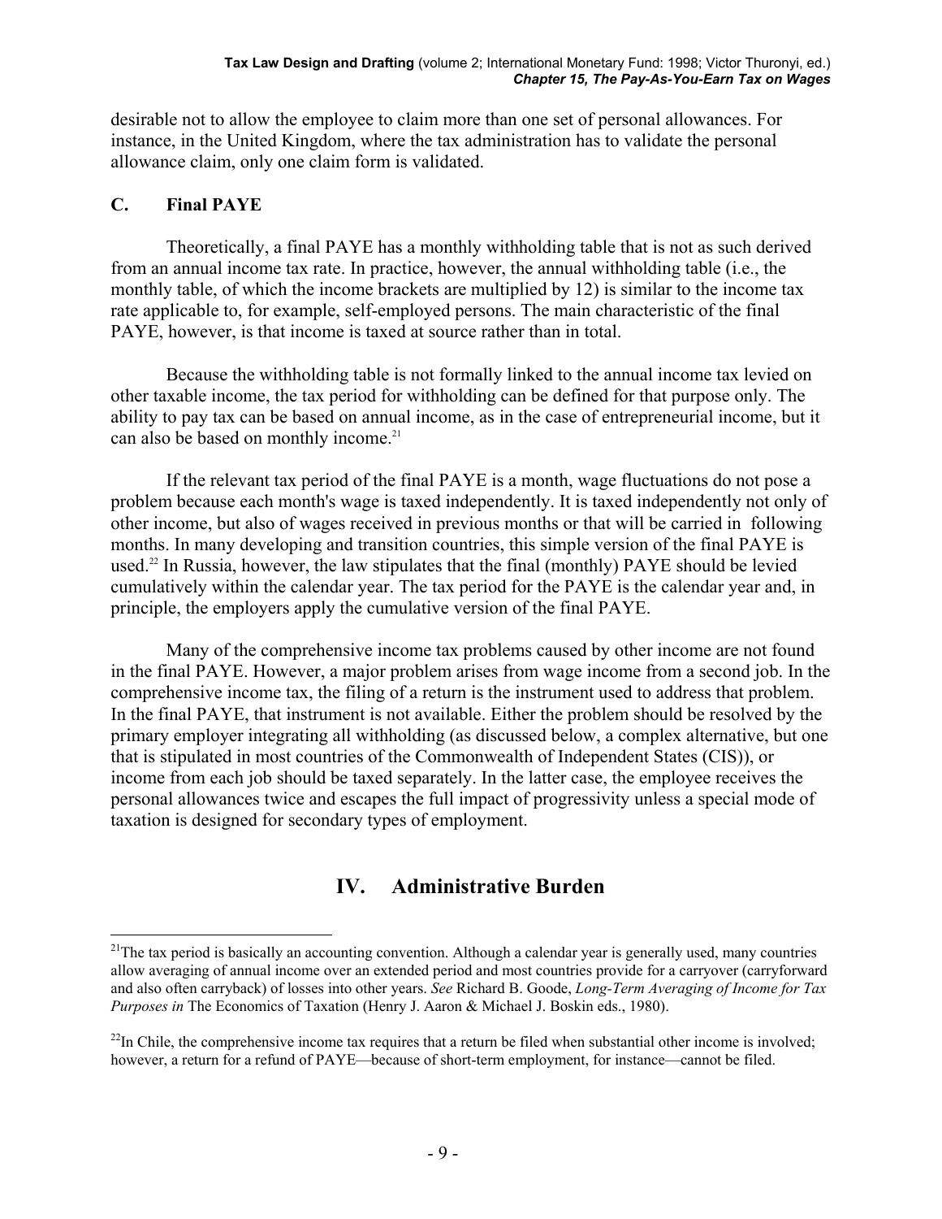desirable not to allow the employee to claim more than one set of personal allowances. For instance, in the United Kingdom, where the tax administration has to validate the personal allowance claim, only one claim form is validated.

### C. Final PAYE

Theoretically, a final PAYE has a monthly withholding table that is not as such derived from an annual income tax rate. In practice, however, the annual withholding table (i.e., the monthly table, of which the income brackets are multiplied by 12) is similar to the income tax rate applicable to, for example, self-employed persons. The main characteristic of the final PAYE, however, is that income is taxed at source rather than in total.

Because the withholding table is not formally linked to the annual income tax levied on other taxable income, the tax period for withholding can be defined for that purpose only. The ability to pay tax can be based on annual income, as in the case of entrepreneurial income, but it can also be based on monthly income.[21]

If the relevant tax period of the final PAYE is a month, wage fluctuations do not pose a problem because each month's wage is taxed independently. It is taxed independently not only of other income, but also of wages received in previous months or that will be carried in following months. In many developing and transition countries, this simple version of the final PAYE is used.[22] In Russia, however, the law stipulates that the final (monthly) PAYE should be levied cumulatively within the calendar year. The tax period for the PAYE is the calendar year and, in principle, the employers apply the cumulative version of the final PAYE.

Many of the comprehensive income tax problems caused by other income are not found in the final PAYE. However, a major problem arises from wage income from a second job. In the comprehensive income tax, the filing of a return is the instrument used to address that problem. In the final PAYE, that instrument is not available. Either the problem should be resolved by the primary employer integrating all withholding (as discussed below, a complex alternative, but one that is stipulated in most countries of the Commonwealth of Independent States (CIS)), or income from each job should be taxed separately. In the latter case, the employee receives the personal allowances twice and escapes the full impact of progressivity unless a special mode of taxation is designed for secondary types of employment.

## IV. Administrative Burden

---

[21]The tax period is basically an accounting convention. Although a calendar year is generally used, many countries allow averaging of annual income over an extended period and most countries provide for a carryover (carryforward and also often carryback) of losses into other years. *See* Richard B. Goode, *Long-Term Averaging of Income for Tax Purposes in* The Economics of Taxation (Henry J. Aaron & Michael J. Boskin eds., 1980).

[22]In Chile, the comprehensive income tax requires that a return be filed when substantial other income is involved; however, a return for a refund of PAYE—because of short-term employment, for instance—cannot be filed.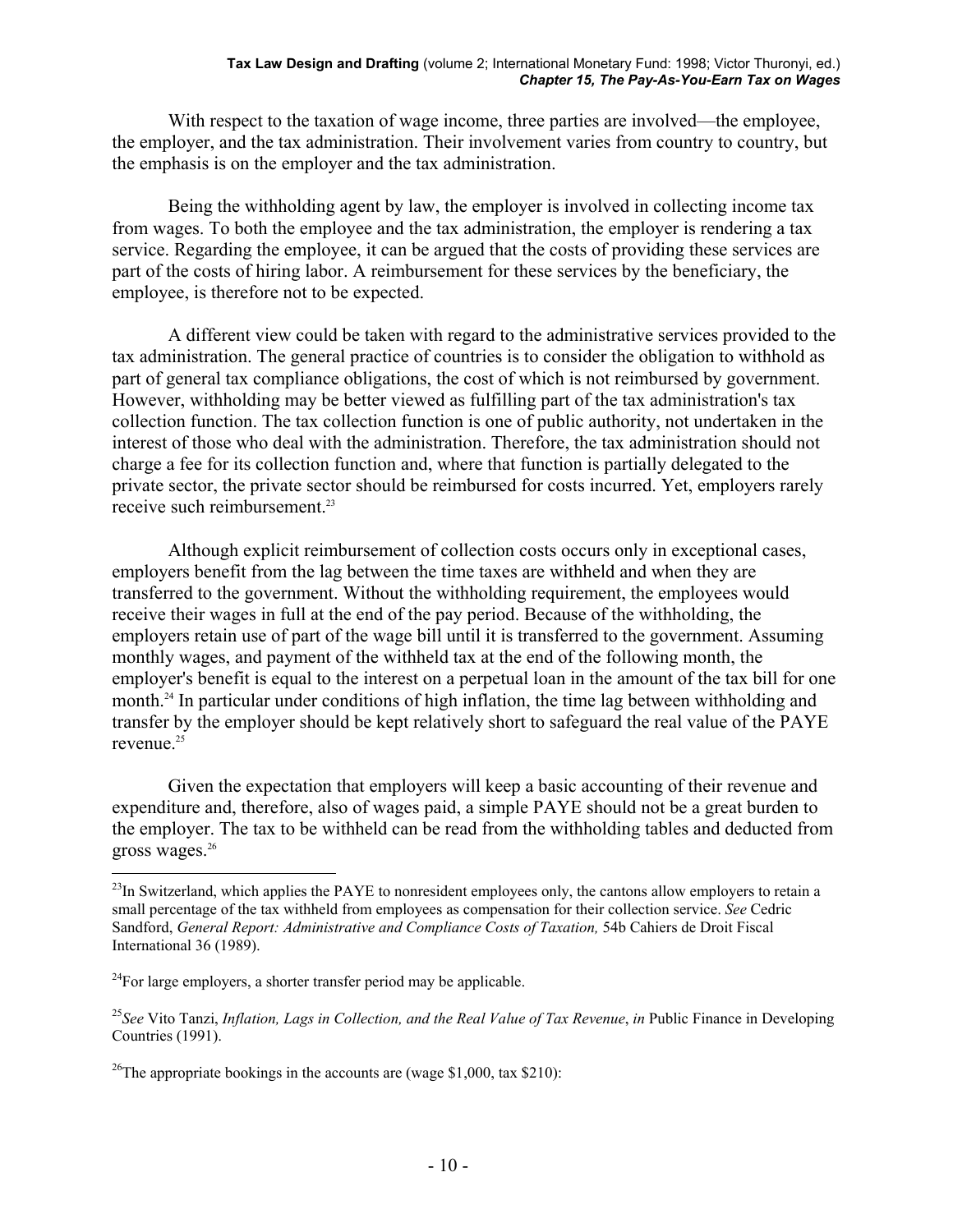With respect to the taxation of wage income, three parties are involved—the employee, the employer, and the tax administration. Their involvement varies from country to country, but the emphasis is on the employer and the tax administration.

Being the withholding agent by law, the employer is involved in collecting income tax from wages. To both the employee and the tax administration, the employer is rendering a tax service. Regarding the employee, it can be argued that the costs of providing these services are part of the costs of hiring labor. A reimbursement for these services by the beneficiary, the employee, is therefore not to be expected.

A different view could be taken with regard to the administrative services provided to the tax administration. The general practice of countries is to consider the obligation to withhold as part of general tax compliance obligations, the cost of which is not reimbursed by government. However, withholding may be better viewed as fulfilling part of the tax administration's tax collection function. The tax collection function is one of public authority, not undertaken in the interest of those who deal with the administration. Therefore, the tax administration should not charge a fee for its collection function and, where that function is partially delegated to the private sector, the private sector should be reimbursed for costs incurred. Yet, employers rarely receive such reimbursement.[23]

Although explicit reimbursement of collection costs occurs only in exceptional cases, employers benefit from the lag between the time taxes are withheld and when they are transferred to the government. Without the withholding requirement, the employees would receive their wages in full at the end of the pay period. Because of the withholding, the employers retain use of part of the wage bill until it is transferred to the government. Assuming monthly wages, and payment of the withheld tax at the end of the following month, the employer's benefit is equal to the interest on a perpetual loan in the amount of the tax bill for one month.[24] In particular under conditions of high inflation, the time lag between withholding and transfer by the employer should be kept relatively short to safeguard the real value of the PAYE revenue.[25]

Given the expectation that employers will keep a basic accounting of their revenue and expenditure and, therefore, also of wages paid, a simple PAYE should not be a great burden to the employer. The tax to be withheld can be read from the withholding tables and deducted from gross wages.[26]

---

[23] In Switzerland, which applies the PAYE to nonresident employees only, the cantons allow employers to retain a small percentage of the tax withheld from employees as compensation for their collection service. *See* Cedric Sandford, *General Report: Administrative and Compliance Costs of Taxation,* 54b Cahiers de Droit Fiscal International 36 (1989).

[24] For large employers, a shorter transfer period may be applicable.

[25] *See* Vito Tanzi, *Inflation, Lags in Collection, and the Real Value of Tax Revenue*, *in* Public Finance in Developing Countries (1991).

[26] The appropriate bookings in the accounts are (wage $1,000, tax $210):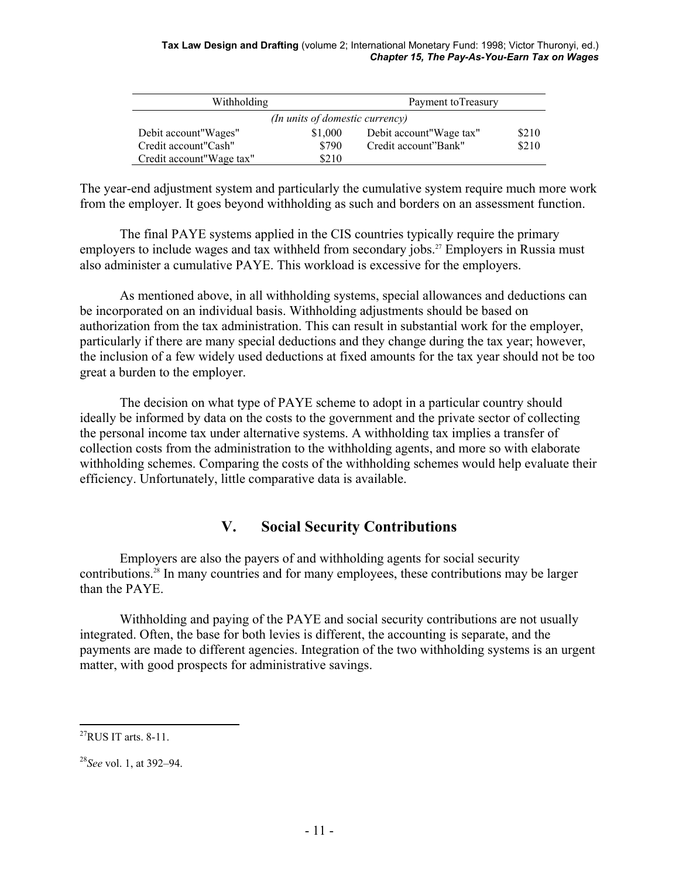| Withholding | | Payment toTreasury | |
|---|---|---|---|
| *(In units of domestic currency)* | | | |
| Debit account"Wages" | $1,000 | Debit account"Wage tax" | $210 |
| Credit account"Cash" | $790 | Credit account"Bank" | $210 |
| Credit account"Wage tax" | $210 | | |

The year-end adjustment system and particularly the cumulative system require much more work from the employer. It goes beyond withholding as such and borders on an assessment function.

The final PAYE systems applied in the CIS countries typically require the primary employers to include wages and tax withheld from secondary jobs.[27] Employers in Russia must also administer a cumulative PAYE. This workload is excessive for the employers.

As mentioned above, in all withholding systems, special allowances and deductions can be incorporated on an individual basis. Withholding adjustments should be based on authorization from the tax administration. This can result in substantial work for the employer, particularly if there are many special deductions and they change during the tax year; however, the inclusion of a few widely used deductions at fixed amounts for the tax year should not be too great a burden to the employer.

The decision on what type of PAYE scheme to adopt in a particular country should ideally be informed by data on the costs to the government and the private sector of collecting the personal income tax under alternative systems. A withholding tax implies a transfer of collection costs from the administration to the withholding agents, and more so with elaborate withholding schemes. Comparing the costs of the withholding schemes would help evaluate their efficiency. Unfortunately, little comparative data is available.

## V. Social Security Contributions

Employers are also the payers of and withholding agents for social security contributions.[28] In many countries and for many employees, these contributions may be larger than the PAYE.

Withholding and paying of the PAYE and social security contributions are not usually integrated. Often, the base for both levies is different, the accounting is separate, and the payments are made to different agencies. Integration of the two withholding systems is an urgent matter, with good prospects for administrative savings.

---

[27] RUS IT arts. 8-11.

[28] *See* vol. 1, at 392–94.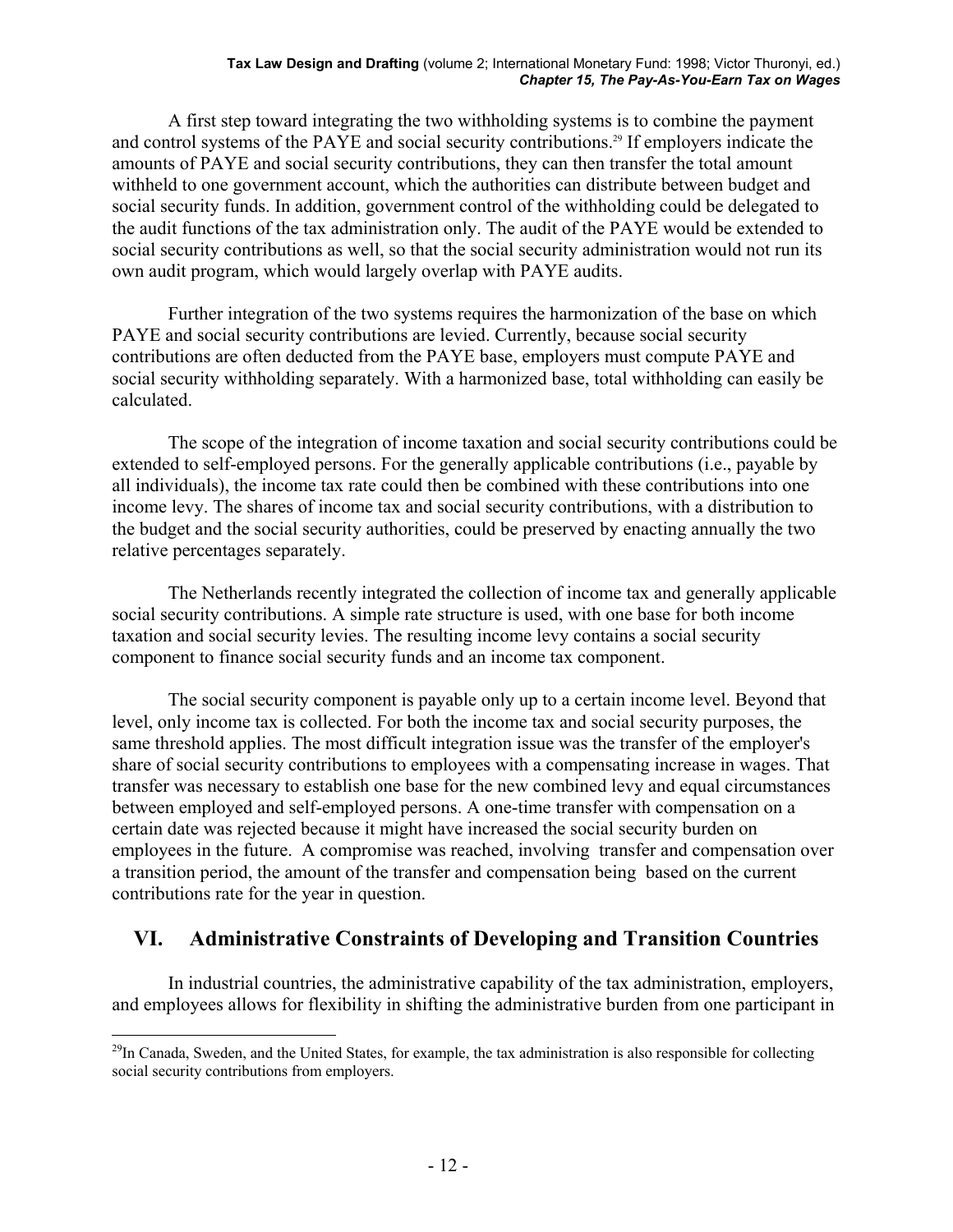A first step toward integrating the two withholding systems is to combine the payment and control systems of the PAYE and social security contributions.[29] If employers indicate the amounts of PAYE and social security contributions, they can then transfer the total amount withheld to one government account, which the authorities can distribute between budget and social security funds. In addition, government control of the withholding could be delegated to the audit functions of the tax administration only. The audit of the PAYE would be extended to social security contributions as well, so that the social security administration would not run its own audit program, which would largely overlap with PAYE audits.

Further integration of the two systems requires the harmonization of the base on which PAYE and social security contributions are levied. Currently, because social security contributions are often deducted from the PAYE base, employers must compute PAYE and social security withholding separately. With a harmonized base, total withholding can easily be calculated.

The scope of the integration of income taxation and social security contributions could be extended to self-employed persons. For the generally applicable contributions (i.e., payable by all individuals), the income tax rate could then be combined with these contributions into one income levy. The shares of income tax and social security contributions, with a distribution to the budget and the social security authorities, could be preserved by enacting annually the two relative percentages separately.

The Netherlands recently integrated the collection of income tax and generally applicable social security contributions. A simple rate structure is used, with one base for both income taxation and social security levies. The resulting income levy contains a social security component to finance social security funds and an income tax component.

The social security component is payable only up to a certain income level. Beyond that level, only income tax is collected. For both the income tax and social security purposes, the same threshold applies. The most difficult integration issue was the transfer of the employer's share of social security contributions to employees with a compensating increase in wages. That transfer was necessary to establish one base for the new combined levy and equal circumstances between employed and self-employed persons. A one-time transfer with compensation on a certain date was rejected because it might have increased the social security burden on employees in the future. A compromise was reached, involving transfer and compensation over a transition period, the amount of the transfer and compensation being based on the current contributions rate for the year in question.

## VI. Administrative Constraints of Developing and Transition Countries

In industrial countries, the administrative capability of the tax administration, employers, and employees allows for flexibility in shifting the administrative burden from one participant in

[29] In Canada, Sweden, and the United States, for example, the tax administration is also responsible for collecting social security contributions from employers.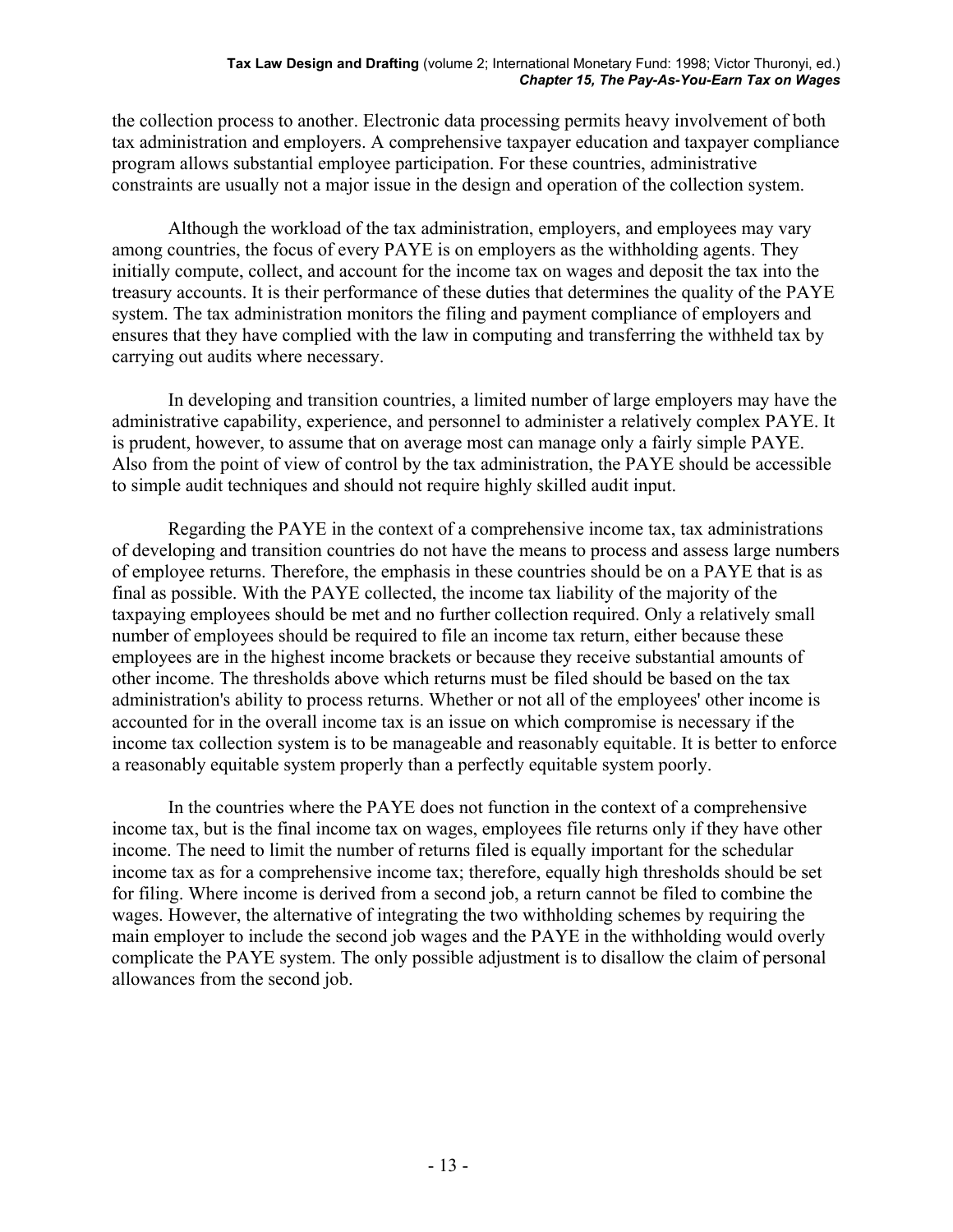the collection process to another. Electronic data processing permits heavy involvement of both tax administration and employers. A comprehensive taxpayer education and taxpayer compliance program allows substantial employee participation. For these countries, administrative constraints are usually not a major issue in the design and operation of the collection system.

Although the workload of the tax administration, employers, and employees may vary among countries, the focus of every PAYE is on employers as the withholding agents. They initially compute, collect, and account for the income tax on wages and deposit the tax into the treasury accounts. It is their performance of these duties that determines the quality of the PAYE system. The tax administration monitors the filing and payment compliance of employers and ensures that they have complied with the law in computing and transferring the withheld tax by carrying out audits where necessary.

In developing and transition countries, a limited number of large employers may have the administrative capability, experience, and personnel to administer a relatively complex PAYE. It is prudent, however, to assume that on average most can manage only a fairly simple PAYE. Also from the point of view of control by the tax administration, the PAYE should be accessible to simple audit techniques and should not require highly skilled audit input.

Regarding the PAYE in the context of a comprehensive income tax, tax administrations of developing and transition countries do not have the means to process and assess large numbers of employee returns. Therefore, the emphasis in these countries should be on a PAYE that is as final as possible. With the PAYE collected, the income tax liability of the majority of the taxpaying employees should be met and no further collection required. Only a relatively small number of employees should be required to file an income tax return, either because these employees are in the highest income brackets or because they receive substantial amounts of other income. The thresholds above which returns must be filed should be based on the tax administration's ability to process returns. Whether or not all of the employees' other income is accounted for in the overall income tax is an issue on which compromise is necessary if the income tax collection system is to be manageable and reasonably equitable. It is better to enforce a reasonably equitable system properly than a perfectly equitable system poorly.

In the countries where the PAYE does not function in the context of a comprehensive income tax, but is the final income tax on wages, employees file returns only if they have other income. The need to limit the number of returns filed is equally important for the schedular income tax as for a comprehensive income tax; therefore, equally high thresholds should be set for filing. Where income is derived from a second job, a return cannot be filed to combine the wages. However, the alternative of integrating the two withholding schemes by requiring the main employer to include the second job wages and the PAYE in the withholding would overly complicate the PAYE system. The only possible adjustment is to disallow the claim of personal allowances from the second job.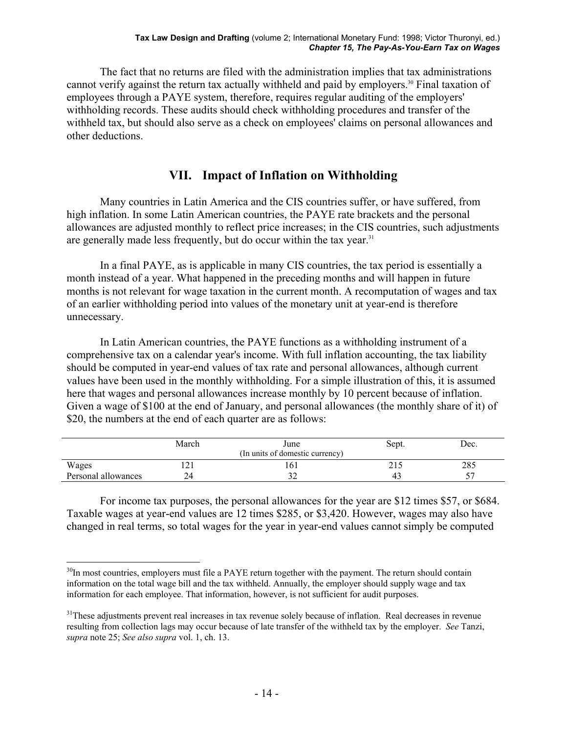The fact that no returns are filed with the administration implies that tax administrations cannot verify against the return tax actually withheld and paid by employers.[30] Final taxation of employees through a PAYE system, therefore, requires regular auditing of the employers' withholding records. These audits should check withholding procedures and transfer of the withheld tax, but should also serve as a check on employees' claims on personal allowances and other deductions.

## VII. Impact of Inflation on Withholding

Many countries in Latin America and the CIS countries suffer, or have suffered, from high inflation. In some Latin American countries, the PAYE rate brackets and the personal allowances are adjusted monthly to reflect price increases; in the CIS countries, such adjustments are generally made less frequently, but do occur within the tax year.[31]

In a final PAYE, as is applicable in many CIS countries, the tax period is essentially a month instead of a year. What happened in the preceding months and will happen in future months is not relevant for wage taxation in the current month. A recomputation of wages and tax of an earlier withholding period into values of the monetary unit at year-end is therefore unnecessary.

In Latin American countries, the PAYE functions as a withholding instrument of a comprehensive tax on a calendar year's income. With full inflation accounting, the tax liability should be computed in year-end values of tax rate and personal allowances, although current values have been used in the monthly withholding. For a simple illustration of this, it is assumed here that wages and personal allowances increase monthly by 10 percent because of inflation. Given a wage of $100 at the end of January, and personal allowances (the monthly share of it) of $20, the numbers at the end of each quarter are as follows:

| | March | June (In units of domestic currency) | Sept. | Dec. |
|---|---|---|---|---|
| Wages | 121 | 161 | 215 | 285 |
| Personal allowances | 24 | 32 | 43 | 57 |

For income tax purposes, the personal allowances for the year are $12 times $57, or $684. Taxable wages at year-end values are 12 times $285, or $3,420. However, wages may also have changed in real terms, so total wages for the year in year-end values cannot simply be computed

[30] In most countries, employers must file a PAYE return together with the payment. The return should contain information on the total wage bill and the tax withheld. Annually, the employer should supply wage and tax information for each employee. That information, however, is not sufficient for audit purposes.

[31] These adjustments prevent real increases in tax revenue solely because of inflation. Real decreases in revenue resulting from collection lags may occur because of late transfer of the withheld tax by the employer. *See* Tanzi, *supra* note 25; *See also supra* vol. 1, ch. 13.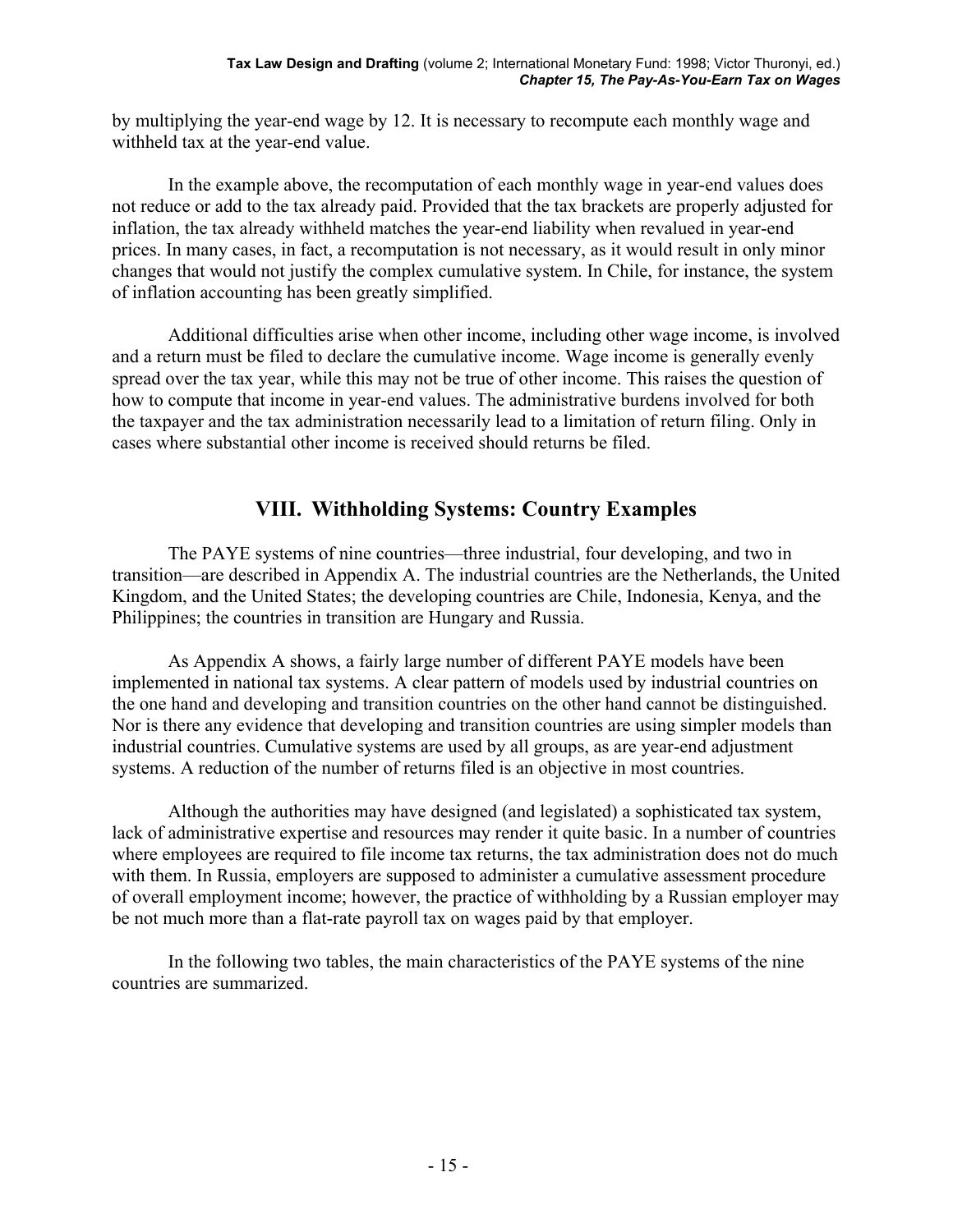by multiplying the year-end wage by 12. It is necessary to recompute each monthly wage and withheld tax at the year-end value.

In the example above, the recomputation of each monthly wage in year-end values does not reduce or add to the tax already paid. Provided that the tax brackets are properly adjusted for inflation, the tax already withheld matches the year-end liability when revalued in year-end prices. In many cases, in fact, a recomputation is not necessary, as it would result in only minor changes that would not justify the complex cumulative system. In Chile, for instance, the system of inflation accounting has been greatly simplified.

Additional difficulties arise when other income, including other wage income, is involved and a return must be filed to declare the cumulative income. Wage income is generally evenly spread over the tax year, while this may not be true of other income. This raises the question of how to compute that income in year-end values. The administrative burdens involved for both the taxpayer and the tax administration necessarily lead to a limitation of return filing. Only in cases where substantial other income is received should returns be filed.

## VIII. Withholding Systems: Country Examples

The PAYE systems of nine countries—three industrial, four developing, and two in transition—are described in Appendix A. The industrial countries are the Netherlands, the United Kingdom, and the United States; the developing countries are Chile, Indonesia, Kenya, and the Philippines; the countries in transition are Hungary and Russia.

As Appendix A shows, a fairly large number of different PAYE models have been implemented in national tax systems. A clear pattern of models used by industrial countries on the one hand and developing and transition countries on the other hand cannot be distinguished. Nor is there any evidence that developing and transition countries are using simpler models than industrial countries. Cumulative systems are used by all groups, as are year-end adjustment systems. A reduction of the number of returns filed is an objective in most countries.

Although the authorities may have designed (and legislated) a sophisticated tax system, lack of administrative expertise and resources may render it quite basic. In a number of countries where employees are required to file income tax returns, the tax administration does not do much with them. In Russia, employers are supposed to administer a cumulative assessment procedure of overall employment income; however, the practice of withholding by a Russian employer may be not much more than a flat-rate payroll tax on wages paid by that employer.

In the following two tables, the main characteristics of the PAYE systems of the nine countries are summarized.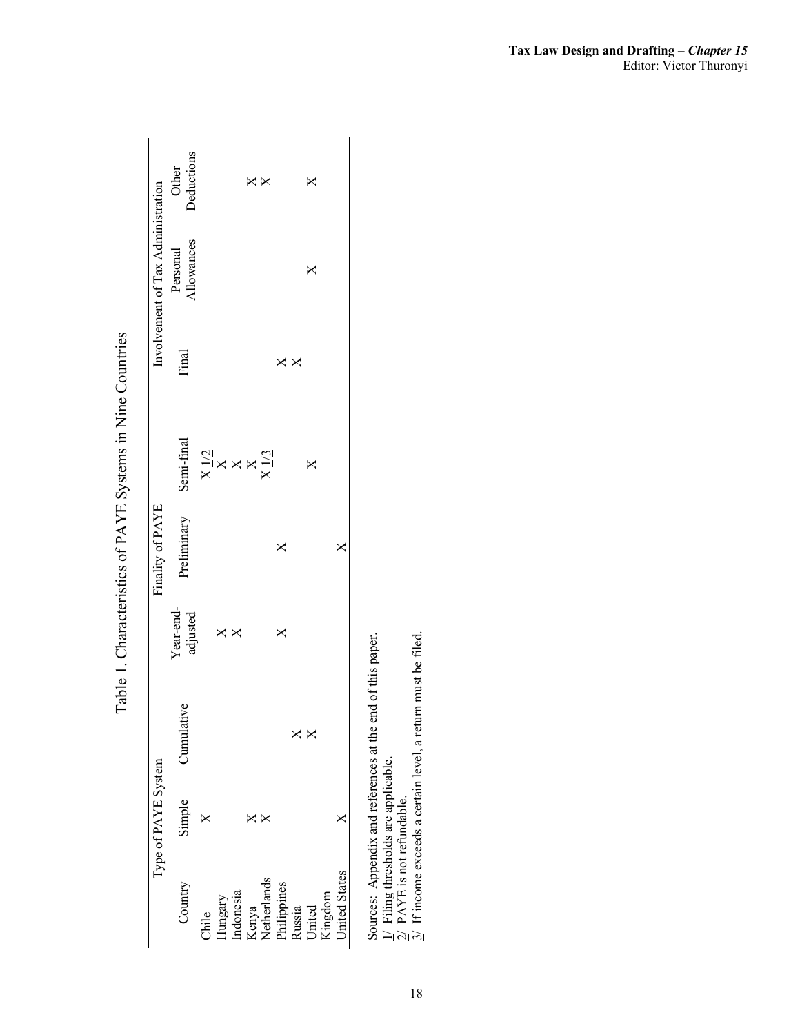Table 1. Characteristics of PAYE Systems in Nine Countries

| Country | Type of PAYE System | | | Finality of PAYE | | | Involvement of Tax Administration | |
|---|---|---|---|---|---|---|---|---|
| | Simple | Cumulative | Year-end-adjusted | Preliminary | Semi-final | Final | Personal Allowances | Other Deductions |
| Chile | X | | | | X 1/ 2/ | | | |
| Hungary | | | X | | X | | | |
| Indonesia | | | X | | X | | | |
| Kenya | X | | | | X | | | X |
| Netherlands | X | | | | X 1/ 3/ | | | X |
| Philippines | | | X | X | | X | | |
| Russia | | X | | | | X | | |
| United Kingdom | | X | | | X | | X | X |
| United States | X | | | X | | | | |

Sources: Appendix and references at the end of this paper.
1/ Filing thresholds are applicable.
2/ PAYE is not refundable.
3/ If income exceeds a certain level, a return must be filed.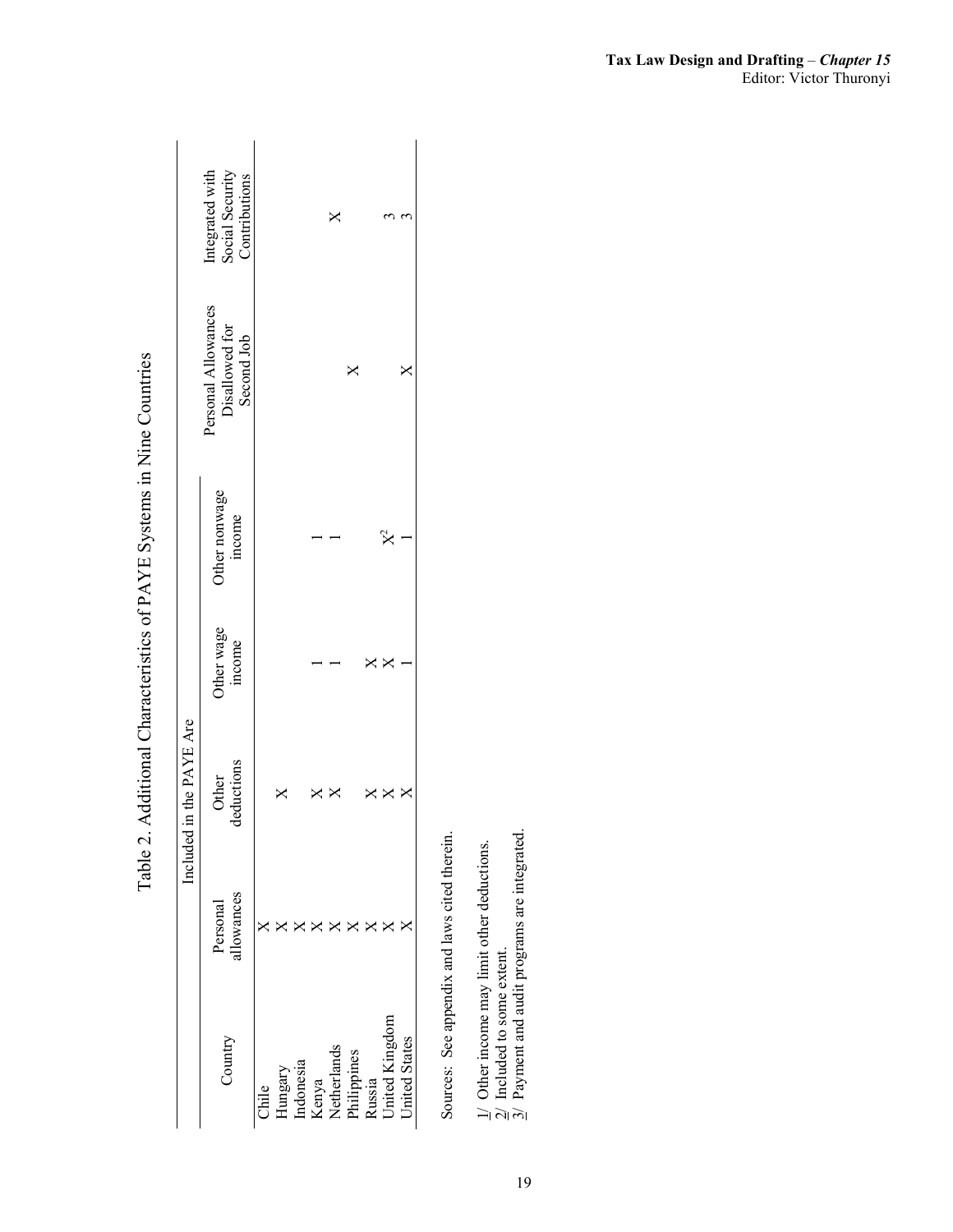Table 2. Additional Characteristics of PAYE Systems in Nine Countries

| Country | Included in the PAYE Are | | | | Personal Allowances Disallowed for Second Job | Integrated with Social Security Contributions |
|---|---|---|---|---|---|---|
| | Personal allowances | Other deductions | Other wage income | Other nonwage income | | |
| Chile | X | | | | | |
| Hungary | X | X | | | | |
| Indonesia | X | | | | | |
| Kenya | X | X | 1 | 1 | | |
| Netherlands | X | X | 1 | 1 | | X |
| Philippines | X | | | | X | |
| Russia | X | X | X | | | |
| United Kingdom | X | X | X | X[2] | | 3 |
| United States | X | X | 1 | 1 | X | 3 |

Sources: See appendix and laws cited therein.

1/ Other income may limit other deductions.
2/ Included to some extent.
3/ Payment and audit programs are integrated.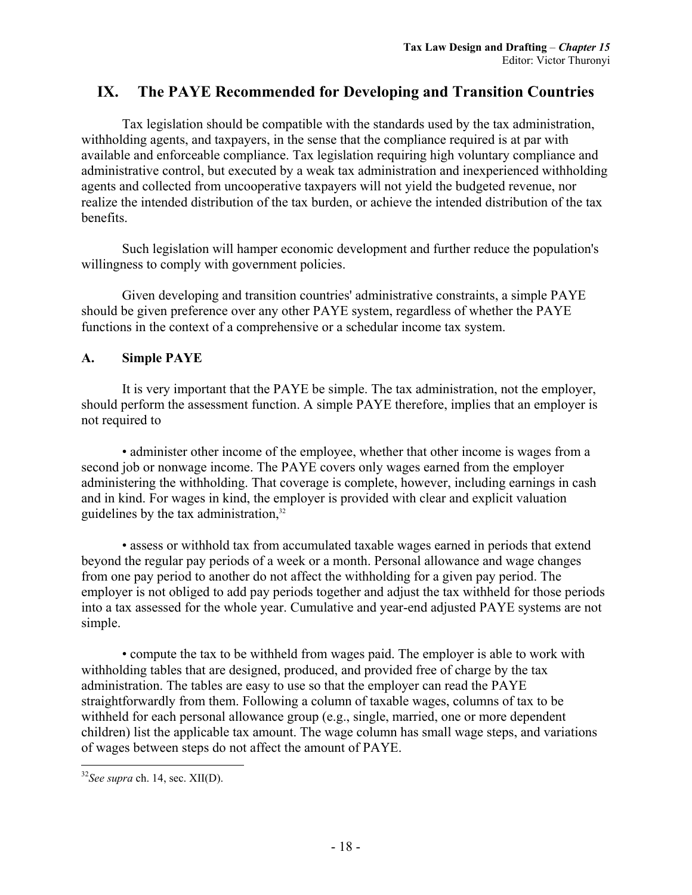## IX. The PAYE Recommended for Developing and Transition Countries

Tax legislation should be compatible with the standards used by the tax administration, withholding agents, and taxpayers, in the sense that the compliance required is at par with available and enforceable compliance. Tax legislation requiring high voluntary compliance and administrative control, but executed by a weak tax administration and inexperienced withholding agents and collected from uncooperative taxpayers will not yield the budgeted revenue, nor realize the intended distribution of the tax burden, or achieve the intended distribution of the tax benefits.

Such legislation will hamper economic development and further reduce the population's willingness to comply with government policies.

Given developing and transition countries' administrative constraints, a simple PAYE should be given preference over any other PAYE system, regardless of whether the PAYE functions in the context of a comprehensive or a schedular income tax system.

### A. Simple PAYE

It is very important that the PAYE be simple. The tax administration, not the employer, should perform the assessment function. A simple PAYE therefore, implies that an employer is not required to

- administer other income of the employee, whether that other income is wages from a second job or nonwage income. The PAYE covers only wages earned from the employer administering the withholding. That coverage is complete, however, including earnings in cash and in kind. For wages in kind, the employer is provided with clear and explicit valuation guidelines by the tax administration,[32]

- assess or withhold tax from accumulated taxable wages earned in periods that extend beyond the regular pay periods of a week or a month. Personal allowance and wage changes from one pay period to another do not affect the withholding for a given pay period. The employer is not obliged to add pay periods together and adjust the tax withheld for those periods into a tax assessed for the whole year. Cumulative and year-end adjusted PAYE systems are not simple.

- compute the tax to be withheld from wages paid. The employer is able to work with withholding tables that are designed, produced, and provided free of charge by the tax administration. The tables are easy to use so that the employer can read the PAYE straightforwardly from them. Following a column of taxable wages, columns of tax to be withheld for each personal allowance group (e.g., single, married, one or more dependent children) list the applicable tax amount. The wage column has small wage steps, and variations of wages between steps do not affect the amount of PAYE.

[32] *See supra* ch. 14, sec. XII(D).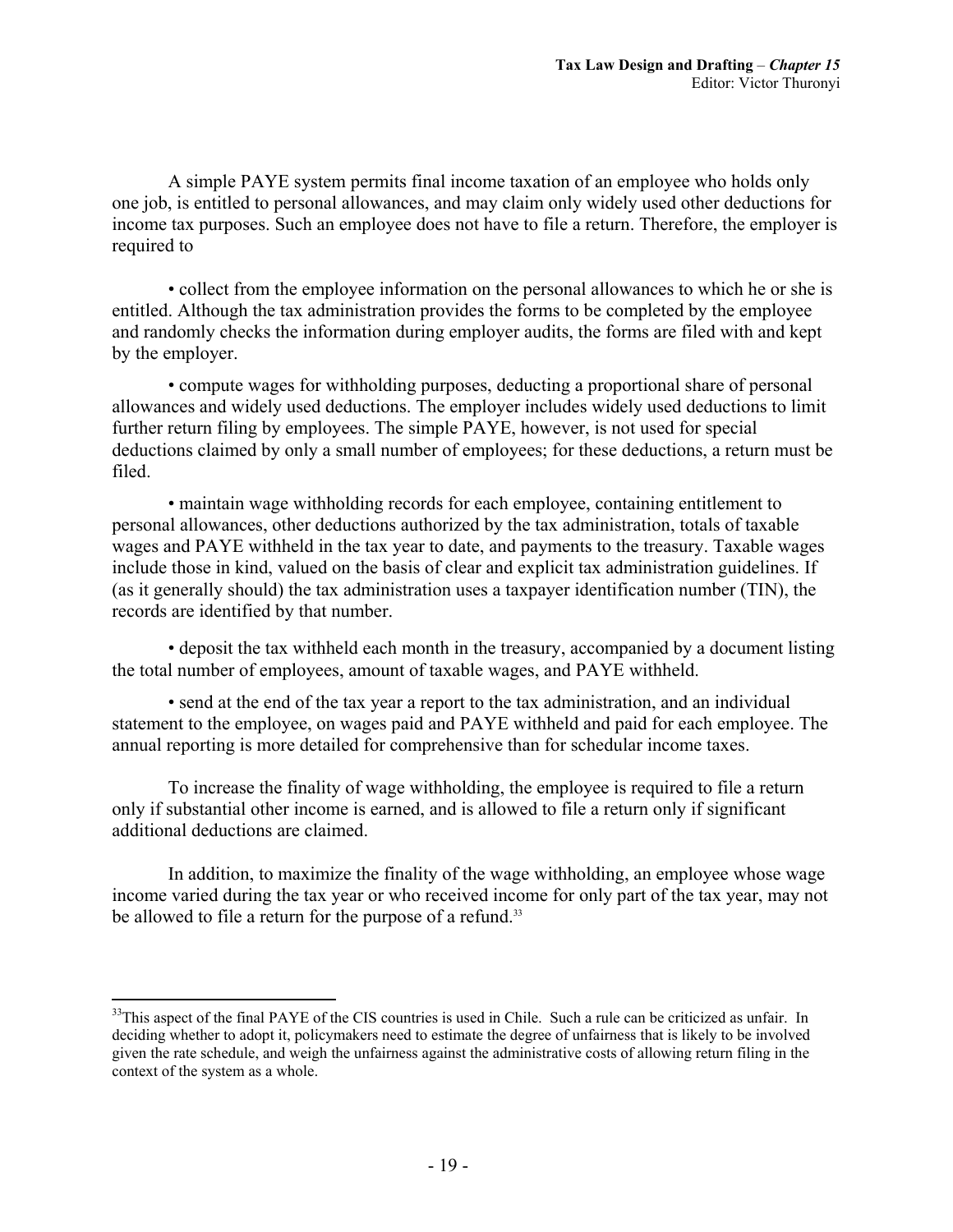A simple PAYE system permits final income taxation of an employee who holds only one job, is entitled to personal allowances, and may claim only widely used other deductions for income tax purposes. Such an employee does not have to file a return. Therefore, the employer is required to

- collect from the employee information on the personal allowances to which he or she is entitled. Although the tax administration provides the forms to be completed by the employee and randomly checks the information during employer audits, the forms are filed with and kept by the employer.

- compute wages for withholding purposes, deducting a proportional share of personal allowances and widely used deductions. The employer includes widely used deductions to limit further return filing by employees. The simple PAYE, however, is not used for special deductions claimed by only a small number of employees; for these deductions, a return must be filed.

- maintain wage withholding records for each employee, containing entitlement to personal allowances, other deductions authorized by the tax administration, totals of taxable wages and PAYE withheld in the tax year to date, and payments to the treasury. Taxable wages include those in kind, valued on the basis of clear and explicit tax administration guidelines. If (as it generally should) the tax administration uses a taxpayer identification number (TIN), the records are identified by that number.

- deposit the tax withheld each month in the treasury, accompanied by a document listing the total number of employees, amount of taxable wages, and PAYE withheld.

- send at the end of the tax year a report to the tax administration, and an individual statement to the employee, on wages paid and PAYE withheld and paid for each employee. The annual reporting is more detailed for comprehensive than for schedular income taxes.

To increase the finality of wage withholding, the employee is required to file a return only if substantial other income is earned, and is allowed to file a return only if significant additional deductions are claimed.

In addition, to maximize the finality of the wage withholding, an employee whose wage income varied during the tax year or who received income for only part of the tax year, may not be allowed to file a return for the purpose of a refund.[33]

---

[33] This aspect of the final PAYE of the CIS countries is used in Chile. Such a rule can be criticized as unfair. In deciding whether to adopt it, policymakers need to estimate the degree of unfairness that is likely to be involved given the rate schedule, and weigh the unfairness against the administrative costs of allowing return filing in the context of the system as a whole.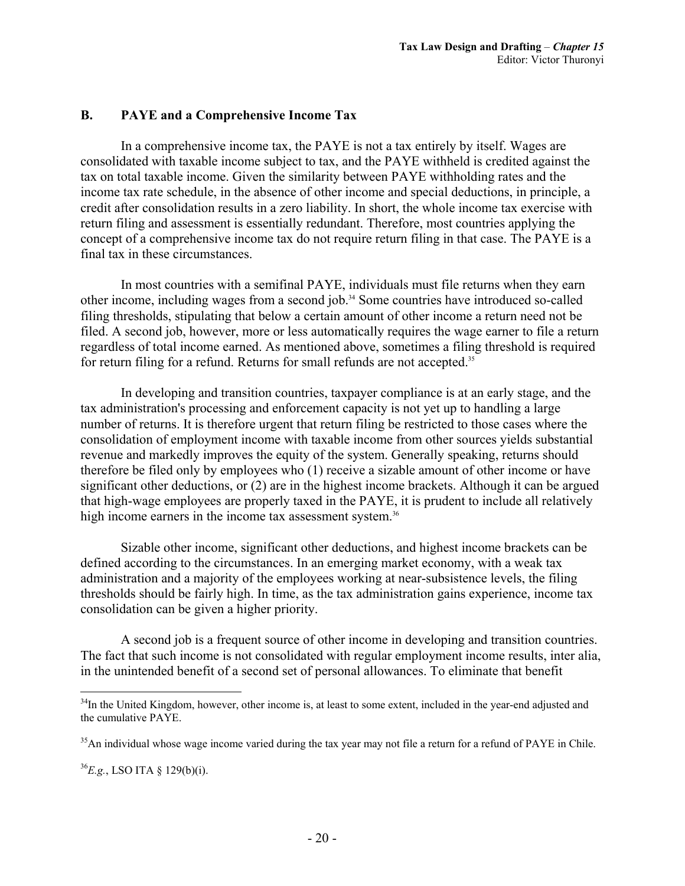## B. PAYE and a Comprehensive Income Tax

In a comprehensive income tax, the PAYE is not a tax entirely by itself. Wages are consolidated with taxable income subject to tax, and the PAYE withheld is credited against the tax on total taxable income. Given the similarity between PAYE withholding rates and the income tax rate schedule, in the absence of other income and special deductions, in principle, a credit after consolidation results in a zero liability. In short, the whole income tax exercise with return filing and assessment is essentially redundant. Therefore, most countries applying the concept of a comprehensive income tax do not require return filing in that case. The PAYE is a final tax in these circumstances.

In most countries with a semifinal PAYE, individuals must file returns when they earn other income, including wages from a second job.[34] Some countries have introduced so-called filing thresholds, stipulating that below a certain amount of other income a return need not be filed. A second job, however, more or less automatically requires the wage earner to file a return regardless of total income earned. As mentioned above, sometimes a filing threshold is required for return filing for a refund. Returns for small refunds are not accepted.[35]

In developing and transition countries, taxpayer compliance is at an early stage, and the tax administration's processing and enforcement capacity is not yet up to handling a large number of returns. It is therefore urgent that return filing be restricted to those cases where the consolidation of employment income with taxable income from other sources yields substantial revenue and markedly improves the equity of the system. Generally speaking, returns should therefore be filed only by employees who (1) receive a sizable amount of other income or have significant other deductions, or (2) are in the highest income brackets. Although it can be argued that high-wage employees are properly taxed in the PAYE, it is prudent to include all relatively high income earners in the income tax assessment system.[36]

Sizable other income, significant other deductions, and highest income brackets can be defined according to the circumstances. In an emerging market economy, with a weak tax administration and a majority of the employees working at near-subsistence levels, the filing thresholds should be fairly high. In time, as the tax administration gains experience, income tax consolidation can be given a higher priority.

A second job is a frequent source of other income in developing and transition countries. The fact that such income is not consolidated with regular employment income results, inter alia, in the unintended benefit of a second set of personal allowances. To eliminate that benefit

---

[34] In the United Kingdom, however, other income is, at least to some extent, included in the year-end adjusted and the cumulative PAYE.

[35] An individual whose wage income varied during the tax year may not file a return for a refund of PAYE in Chile.

[36] *E.g.*, LSO ITA § 129(b)(i).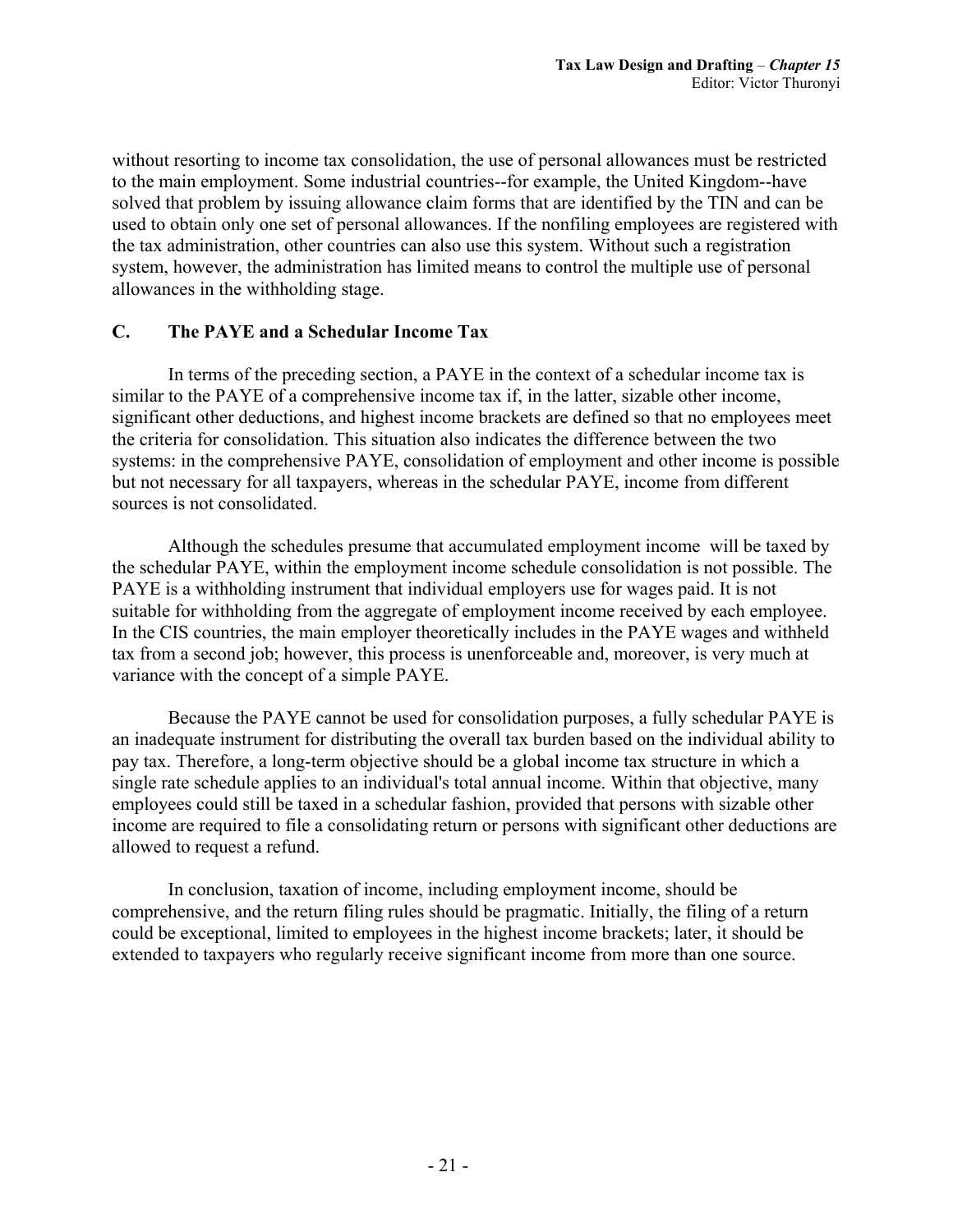without resorting to income tax consolidation, the use of personal allowances must be restricted to the main employment. Some industrial countries--for example, the United Kingdom--have solved that problem by issuing allowance claim forms that are identified by the TIN and can be used to obtain only one set of personal allowances. If the nonfiling employees are registered with the tax administration, other countries can also use this system. Without such a registration system, however, the administration has limited means to control the multiple use of personal allowances in the withholding stage.

## C. The PAYE and a Schedular Income Tax

In terms of the preceding section, a PAYE in the context of a schedular income tax is similar to the PAYE of a comprehensive income tax if, in the latter, sizable other income, significant other deductions, and highest income brackets are defined so that no employees meet the criteria for consolidation. This situation also indicates the difference between the two systems: in the comprehensive PAYE, consolidation of employment and other income is possible but not necessary for all taxpayers, whereas in the schedular PAYE, income from different sources is not consolidated.

Although the schedules presume that accumulated employment income will be taxed by the schedular PAYE, within the employment income schedule consolidation is not possible. The PAYE is a withholding instrument that individual employers use for wages paid. It is not suitable for withholding from the aggregate of employment income received by each employee. In the CIS countries, the main employer theoretically includes in the PAYE wages and withheld tax from a second job; however, this process is unenforceable and, moreover, is very much at variance with the concept of a simple PAYE.

Because the PAYE cannot be used for consolidation purposes, a fully schedular PAYE is an inadequate instrument for distributing the overall tax burden based on the individual ability to pay tax. Therefore, a long-term objective should be a global income tax structure in which a single rate schedule applies to an individual's total annual income. Within that objective, many employees could still be taxed in a schedular fashion, provided that persons with sizable other income are required to file a consolidating return or persons with significant other deductions are allowed to request a refund.

In conclusion, taxation of income, including employment income, should be comprehensive, and the return filing rules should be pragmatic. Initially, the filing of a return could be exceptional, limited to employees in the highest income brackets; later, it should be extended to taxpayers who regularly receive significant income from more than one source.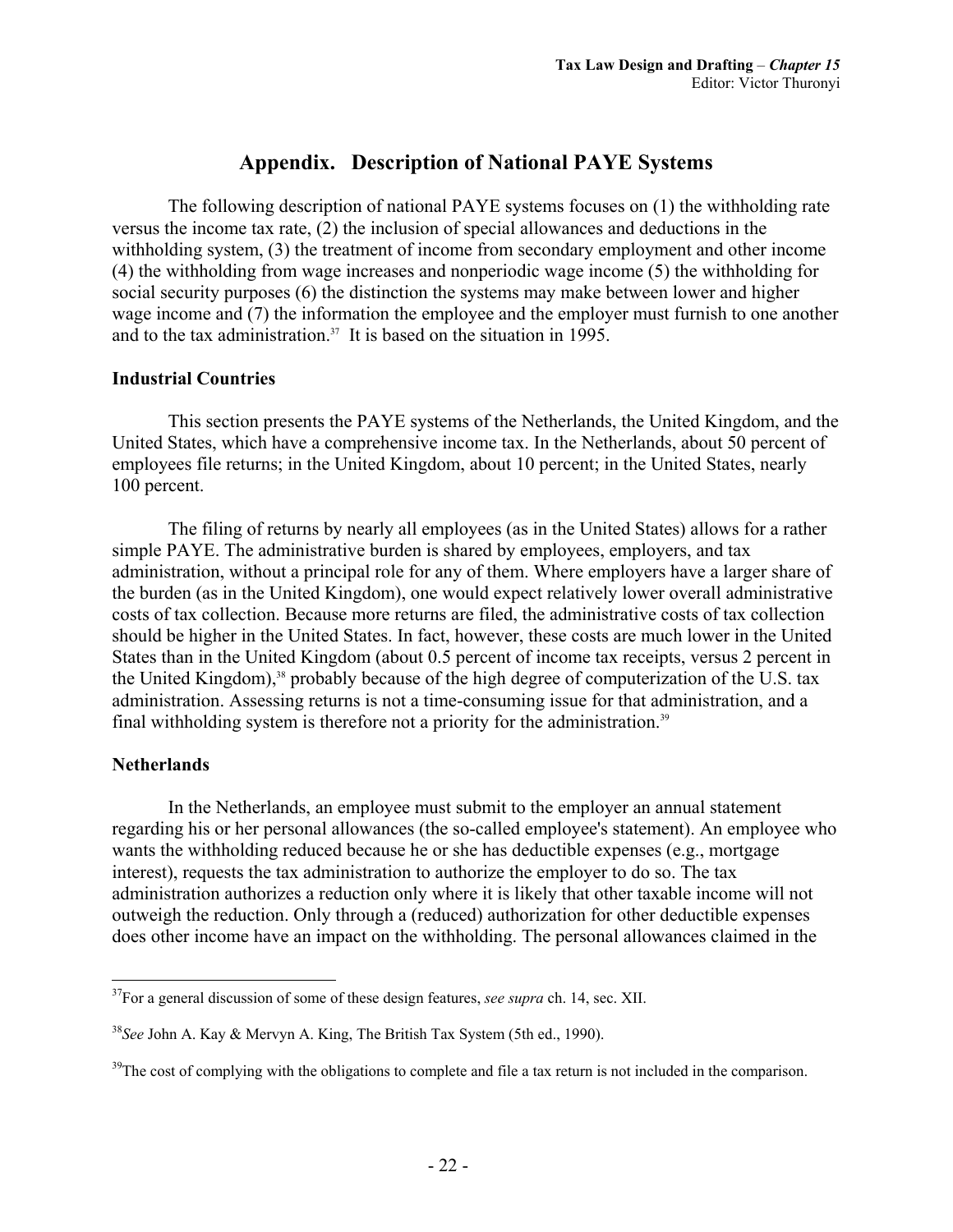# Appendix. Description of National PAYE Systems

The following description of national PAYE systems focuses on (1) the withholding rate versus the income tax rate, (2) the inclusion of special allowances and deductions in the withholding system, (3) the treatment of income from secondary employment and other income (4) the withholding from wage increases and nonperiodic wage income (5) the withholding for social security purposes (6) the distinction the systems may make between lower and higher wage income and (7) the information the employee and the employer must furnish to one another and to the tax administration.[37] It is based on the situation in 1995.

## Industrial Countries

This section presents the PAYE systems of the Netherlands, the United Kingdom, and the United States, which have a comprehensive income tax. In the Netherlands, about 50 percent of employees file returns; in the United Kingdom, about 10 percent; in the United States, nearly 100 percent.

The filing of returns by nearly all employees (as in the United States) allows for a rather simple PAYE. The administrative burden is shared by employees, employers, and tax administration, without a principal role for any of them. Where employers have a larger share of the burden (as in the United Kingdom), one would expect relatively lower overall administrative costs of tax collection. Because more returns are filed, the administrative costs of tax collection should be higher in the United States. In fact, however, these costs are much lower in the United States than in the United Kingdom (about 0.5 percent of income tax receipts, versus 2 percent in the United Kingdom),[38] probably because of the high degree of computerization of the U.S. tax administration. Assessing returns is not a time-consuming issue for that administration, and a final withholding system is therefore not a priority for the administration.[39]

### Netherlands

In the Netherlands, an employee must submit to the employer an annual statement regarding his or her personal allowances (the so-called employee's statement). An employee who wants the withholding reduced because he or she has deductible expenses (e.g., mortgage interest), requests the tax administration to authorize the employer to do so. The tax administration authorizes a reduction only where it is likely that other taxable income will not outweigh the reduction. Only through a (reduced) authorization for other deductible expenses does other income have an impact on the withholding. The personal allowances claimed in the

---

[37] For a general discussion of some of these design features, *see supra* ch. 14, sec. XII.

[38] *See* John A. Kay & Mervyn A. King, The British Tax System (5th ed., 1990).

[39] The cost of complying with the obligations to complete and file a tax return is not included in the comparison.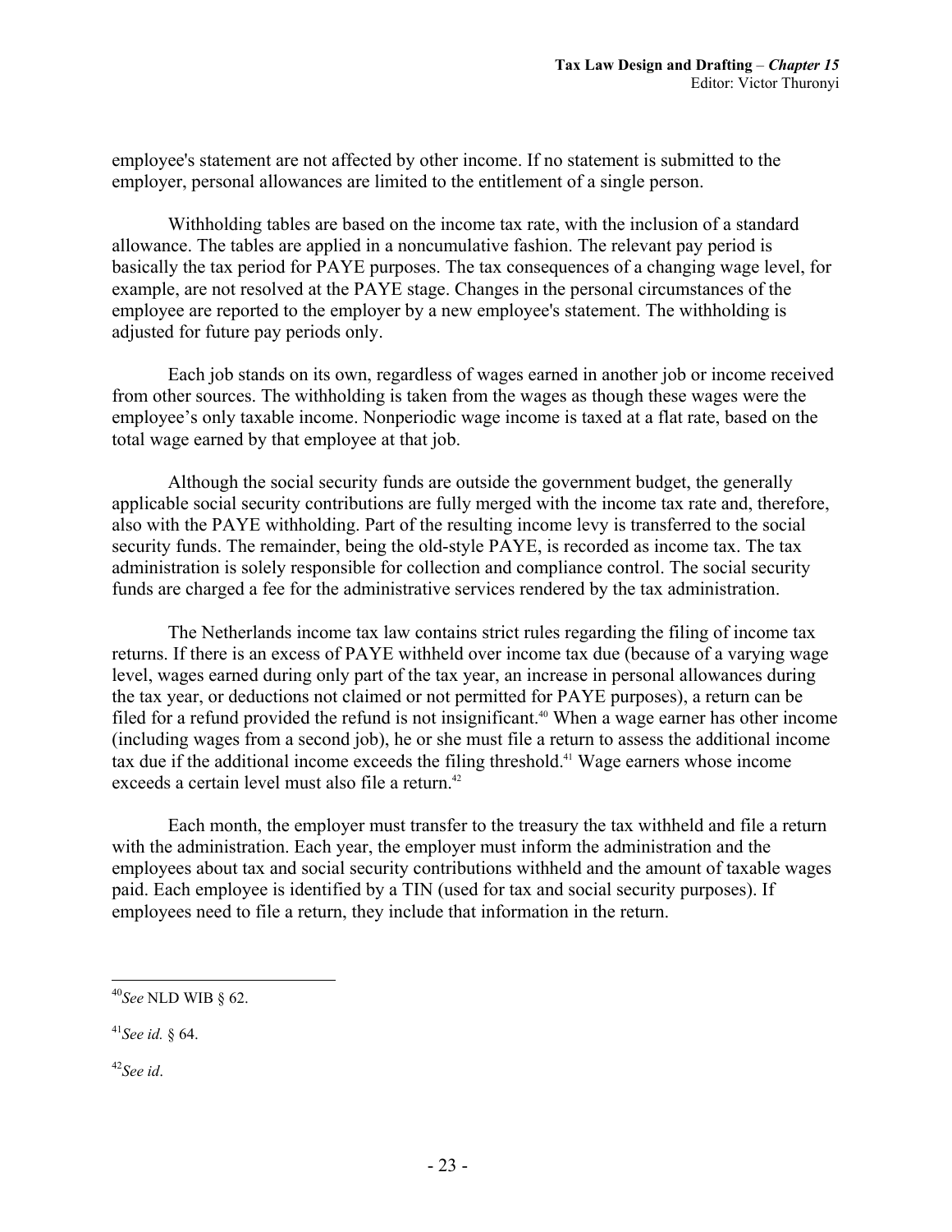employee's statement are not affected by other income. If no statement is submitted to the employer, personal allowances are limited to the entitlement of a single person.

Withholding tables are based on the income tax rate, with the inclusion of a standard allowance. The tables are applied in a noncumulative fashion. The relevant pay period is basically the tax period for PAYE purposes. The tax consequences of a changing wage level, for example, are not resolved at the PAYE stage. Changes in the personal circumstances of the employee are reported to the employer by a new employee's statement. The withholding is adjusted for future pay periods only.

Each job stands on its own, regardless of wages earned in another job or income received from other sources. The withholding is taken from the wages as though these wages were the employee's only taxable income. Nonperiodic wage income is taxed at a flat rate, based on the total wage earned by that employee at that job.

Although the social security funds are outside the government budget, the generally applicable social security contributions are fully merged with the income tax rate and, therefore, also with the PAYE withholding. Part of the resulting income levy is transferred to the social security funds. The remainder, being the old-style PAYE, is recorded as income tax. The tax administration is solely responsible for collection and compliance control. The social security funds are charged a fee for the administrative services rendered by the tax administration.

The Netherlands income tax law contains strict rules regarding the filing of income tax returns. If there is an excess of PAYE withheld over income tax due (because of a varying wage level, wages earned during only part of the tax year, an increase in personal allowances during the tax year, or deductions not claimed or not permitted for PAYE purposes), a return can be filed for a refund provided the refund is not insignificant.[40] When a wage earner has other income (including wages from a second job), he or she must file a return to assess the additional income tax due if the additional income exceeds the filing threshold.[41] Wage earners whose income exceeds a certain level must also file a return.[42]

Each month, the employer must transfer to the treasury the tax withheld and file a return with the administration. Each year, the employer must inform the administration and the employees about tax and social security contributions withheld and the amount of taxable wages paid. Each employee is identified by a TIN (used for tax and social security purposes). If employees need to file a return, they include that information in the return.

---

[40] *See* NLD WIB § 62.

[41] *See id.* § 64.

[42] *See id*.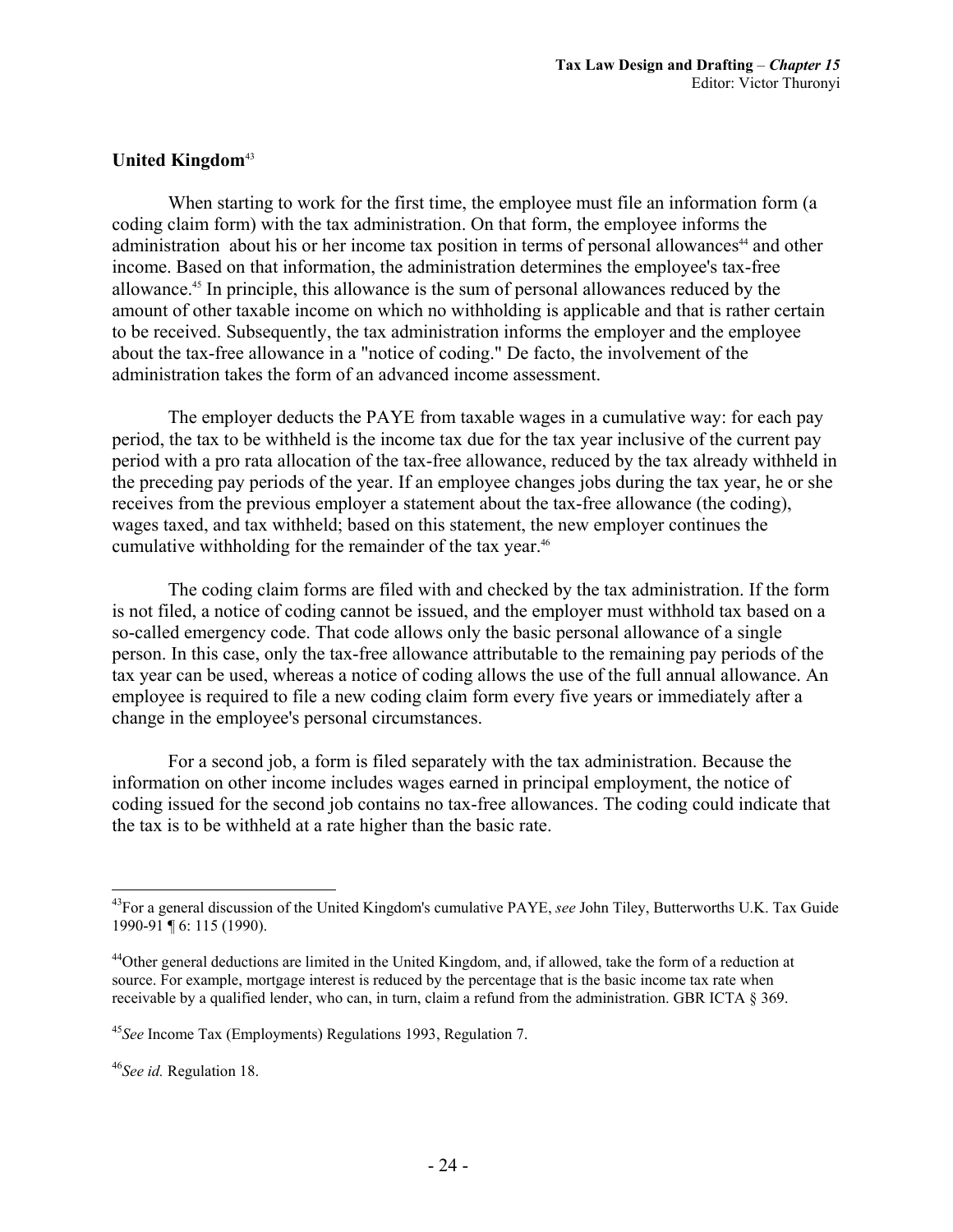## United Kingdom[43]

When starting to work for the first time, the employee must file an information form (a coding claim form) with the tax administration. On that form, the employee informs the administration about his or her income tax position in terms of personal allowances[44] and other income. Based on that information, the administration determines the employee's tax-free allowance.[45] In principle, this allowance is the sum of personal allowances reduced by the amount of other taxable income on which no withholding is applicable and that is rather certain to be received. Subsequently, the tax administration informs the employer and the employee about the tax-free allowance in a "notice of coding." De facto, the involvement of the administration takes the form of an advanced income assessment.

The employer deducts the PAYE from taxable wages in a cumulative way: for each pay period, the tax to be withheld is the income tax due for the tax year inclusive of the current pay period with a pro rata allocation of the tax-free allowance, reduced by the tax already withheld in the preceding pay periods of the year. If an employee changes jobs during the tax year, he or she receives from the previous employer a statement about the tax-free allowance (the coding), wages taxed, and tax withheld; based on this statement, the new employer continues the cumulative withholding for the remainder of the tax year.[46]

The coding claim forms are filed with and checked by the tax administration. If the form is not filed, a notice of coding cannot be issued, and the employer must withhold tax based on a so-called emergency code. That code allows only the basic personal allowance of a single person. In this case, only the tax-free allowance attributable to the remaining pay periods of the tax year can be used, whereas a notice of coding allows the use of the full annual allowance. An employee is required to file a new coding claim form every five years or immediately after a change in the employee's personal circumstances.

For a second job, a form is filed separately with the tax administration. Because the information on other income includes wages earned in principal employment, the notice of coding issued for the second job contains no tax-free allowances. The coding could indicate that the tax is to be withheld at a rate higher than the basic rate.

---

[43] For a general discussion of the United Kingdom's cumulative PAYE, *see* John Tiley, Butterworths U.K. Tax Guide 1990-91 ¶ 6: 115 (1990).

[44] Other general deductions are limited in the United Kingdom, and, if allowed, take the form of a reduction at source. For example, mortgage interest is reduced by the percentage that is the basic income tax rate when receivable by a qualified lender, who can, in turn, claim a refund from the administration. GBR ICTA § 369.

[45] *See* Income Tax (Employments) Regulations 1993, Regulation 7.

[46] *See id.* Regulation 18.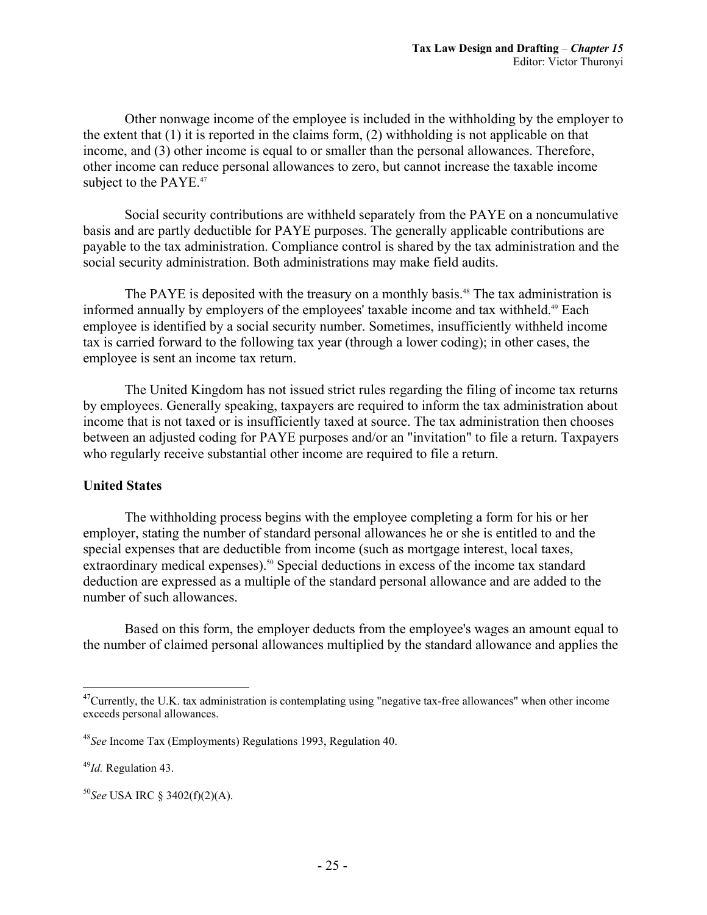Other nonwage income of the employee is included in the withholding by the employer to the extent that (1) it is reported in the claims form, (2) withholding is not applicable on that income, and (3) other income is equal to or smaller than the personal allowances. Therefore, other income can reduce personal allowances to zero, but cannot increase the taxable income subject to the PAYE.[47]

Social security contributions are withheld separately from the PAYE on a noncumulative basis and are partly deductible for PAYE purposes. The generally applicable contributions are payable to the tax administration. Compliance control is shared by the tax administration and the social security administration. Both administrations may make field audits.

The PAYE is deposited with the treasury on a monthly basis.[48] The tax administration is informed annually by employers of the employees' taxable income and tax withheld.[49] Each employee is identified by a social security number. Sometimes, insufficiently withheld income tax is carried forward to the following tax year (through a lower coding); in other cases, the employee is sent an income tax return.

The United Kingdom has not issued strict rules regarding the filing of income tax returns by employees. Generally speaking, taxpayers are required to inform the tax administration about income that is not taxed or is insufficiently taxed at source. The tax administration then chooses between an adjusted coding for PAYE purposes and/or an "invitation" to file a return. Taxpayers who regularly receive substantial other income are required to file a return.

**United States**

The withholding process begins with the employee completing a form for his or her employer, stating the number of standard personal allowances he or she is entitled to and the special expenses that are deductible from income (such as mortgage interest, local taxes, extraordinary medical expenses).[50] Special deductions in excess of the income tax standard deduction are expressed as a multiple of the standard personal allowance and are added to the number of such allowances.

Based on this form, the employer deducts from the employee's wages an amount equal to the number of claimed personal allowances multiplied by the standard allowance and applies the

---

[47] Currently, the U.K. tax administration is contemplating using "negative tax-free allowances" when other income exceeds personal allowances.

[48] *See* Income Tax (Employments) Regulations 1993, Regulation 40.

[49] *Id.* Regulation 43.

[50] *See* USA IRC § 3402(f)(2)(A).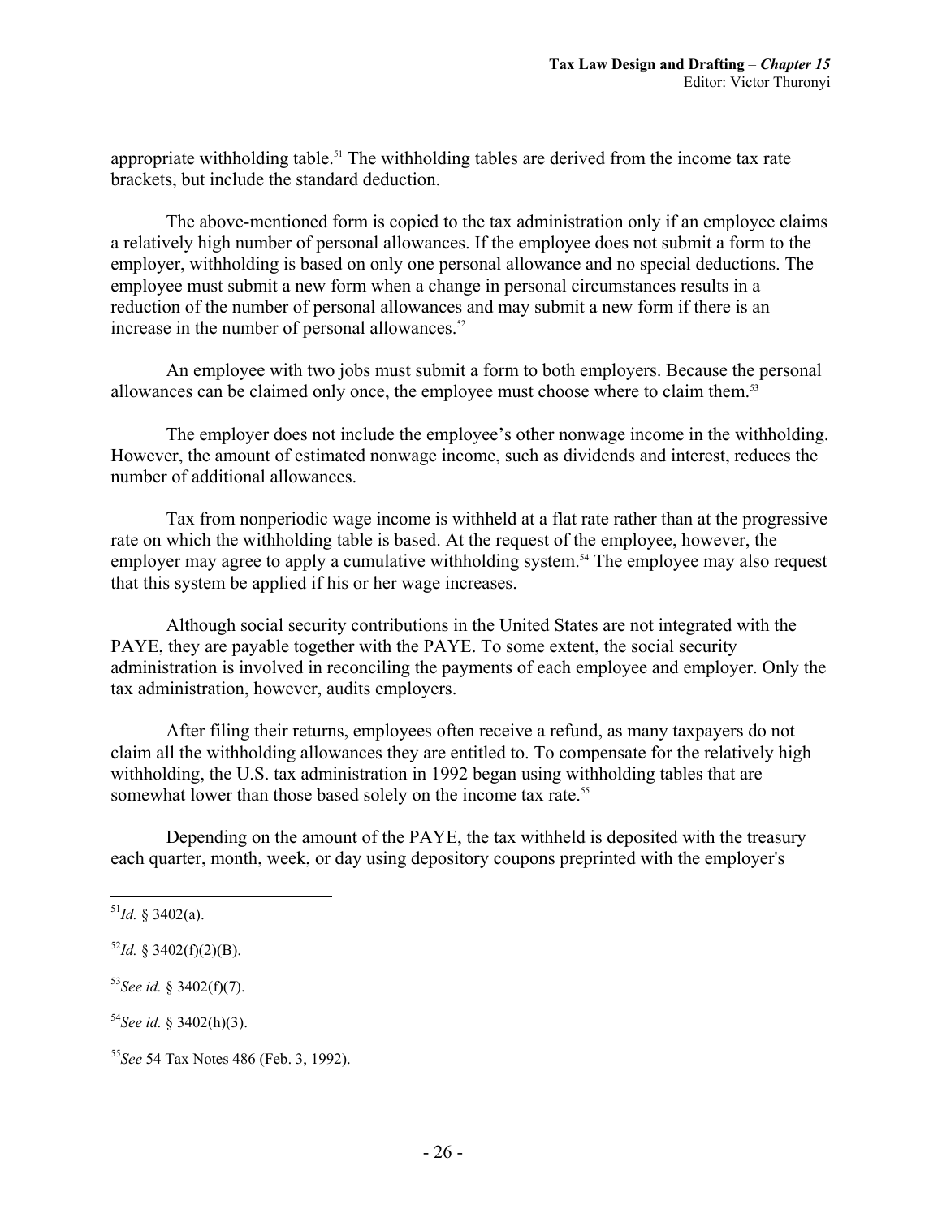appropriate withholding table.[51] The withholding tables are derived from the income tax rate brackets, but include the standard deduction.

The above-mentioned form is copied to the tax administration only if an employee claims a relatively high number of personal allowances. If the employee does not submit a form to the employer, withholding is based on only one personal allowance and no special deductions. The employee must submit a new form when a change in personal circumstances results in a reduction of the number of personal allowances and may submit a new form if there is an increase in the number of personal allowances.[52]

An employee with two jobs must submit a form to both employers. Because the personal allowances can be claimed only once, the employee must choose where to claim them.[53]

The employer does not include the employee's other nonwage income in the withholding. However, the amount of estimated nonwage income, such as dividends and interest, reduces the number of additional allowances.

Tax from nonperiodic wage income is withheld at a flat rate rather than at the progressive rate on which the withholding table is based. At the request of the employee, however, the employer may agree to apply a cumulative withholding system.[54] The employee may also request that this system be applied if his or her wage increases.

Although social security contributions in the United States are not integrated with the PAYE, they are payable together with the PAYE. To some extent, the social security administration is involved in reconciling the payments of each employee and employer. Only the tax administration, however, audits employers.

After filing their returns, employees often receive a refund, as many taxpayers do not claim all the withholding allowances they are entitled to. To compensate for the relatively high withholding, the U.S. tax administration in 1992 began using withholding tables that are somewhat lower than those based solely on the income tax rate.[55]

Depending on the amount of the PAYE, the tax withheld is deposited with the treasury each quarter, month, week, or day using depository coupons preprinted with the employer's

---

[51] *Id.* § 3402(a).

[52] *Id.* § 3402(f)(2)(B).

[53] *See id.* § 3402(f)(7).

[54] *See id.* § 3402(h)(3).

[55] *See* 54 Tax Notes 486 (Feb. 3, 1992).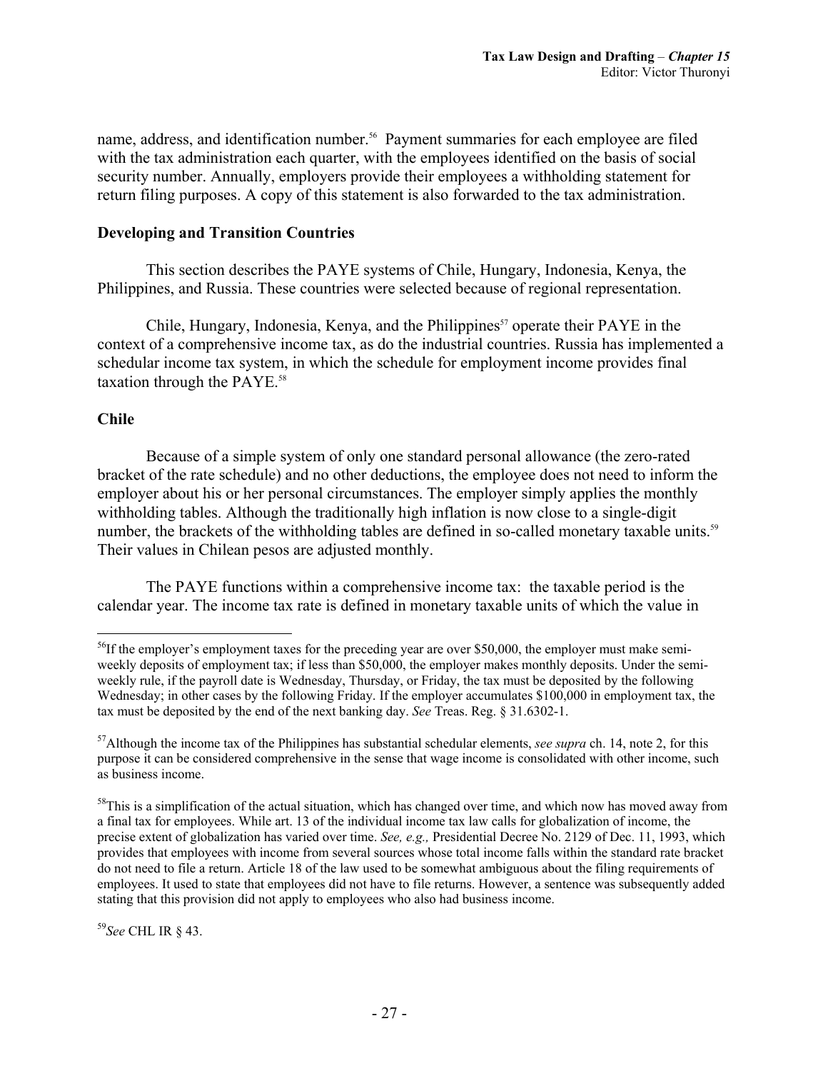name, address, and identification number.[56] Payment summaries for each employee are filed with the tax administration each quarter, with the employees identified on the basis of social security number. Annually, employers provide their employees a withholding statement for return filing purposes. A copy of this statement is also forwarded to the tax administration.

### Developing and Transition Countries

This section describes the PAYE systems of Chile, Hungary, Indonesia, Kenya, the Philippines, and Russia. These countries were selected because of regional representation.

Chile, Hungary, Indonesia, Kenya, and the Philippines[57] operate their PAYE in the context of a comprehensive income tax, as do the industrial countries. Russia has implemented a schedular income tax system, in which the schedule for employment income provides final taxation through the PAYE.[58]

### Chile

Because of a simple system of only one standard personal allowance (the zero-rated bracket of the rate schedule) and no other deductions, the employee does not need to inform the employer about his or her personal circumstances. The employer simply applies the monthly withholding tables. Although the traditionally high inflation is now close to a single-digit number, the brackets of the withholding tables are defined in so-called monetary taxable units.[59] Their values in Chilean pesos are adjusted monthly.

The PAYE functions within a comprehensive income tax: the taxable period is the calendar year. The income tax rate is defined in monetary taxable units of which the value in

---

[56]If the employer's employment taxes for the preceding year are over $50,000, the employer must make semi-weekly deposits of employment tax; if less than $50,000, the employer makes monthly deposits. Under the semi-weekly rule, if the payroll date is Wednesday, Thursday, or Friday, the tax must be deposited by the following Wednesday; in other cases by the following Friday. If the employer accumulates $100,000 in employment tax, the tax must be deposited by the end of the next banking day. *See* Treas. Reg. § 31.6302-1.

[57]Although the income tax of the Philippines has substantial schedular elements, *see supra* ch. 14, note 2, for this purpose it can be considered comprehensive in the sense that wage income is consolidated with other income, such as business income.

[58]This is a simplification of the actual situation, which has changed over time, and which now has moved away from a final tax for employees. While art. 13 of the individual income tax law calls for globalization of income, the precise extent of globalization has varied over time. *See, e.g.,* Presidential Decree No. 2129 of Dec. 11, 1993, which provides that employees with income from several sources whose total income falls within the standard rate bracket do not need to file a return. Article 18 of the law used to be somewhat ambiguous about the filing requirements of employees. It used to state that employees did not have to file returns. However, a sentence was subsequently added stating that this provision did not apply to employees who also had business income.

[59]*See* CHL IR § 43.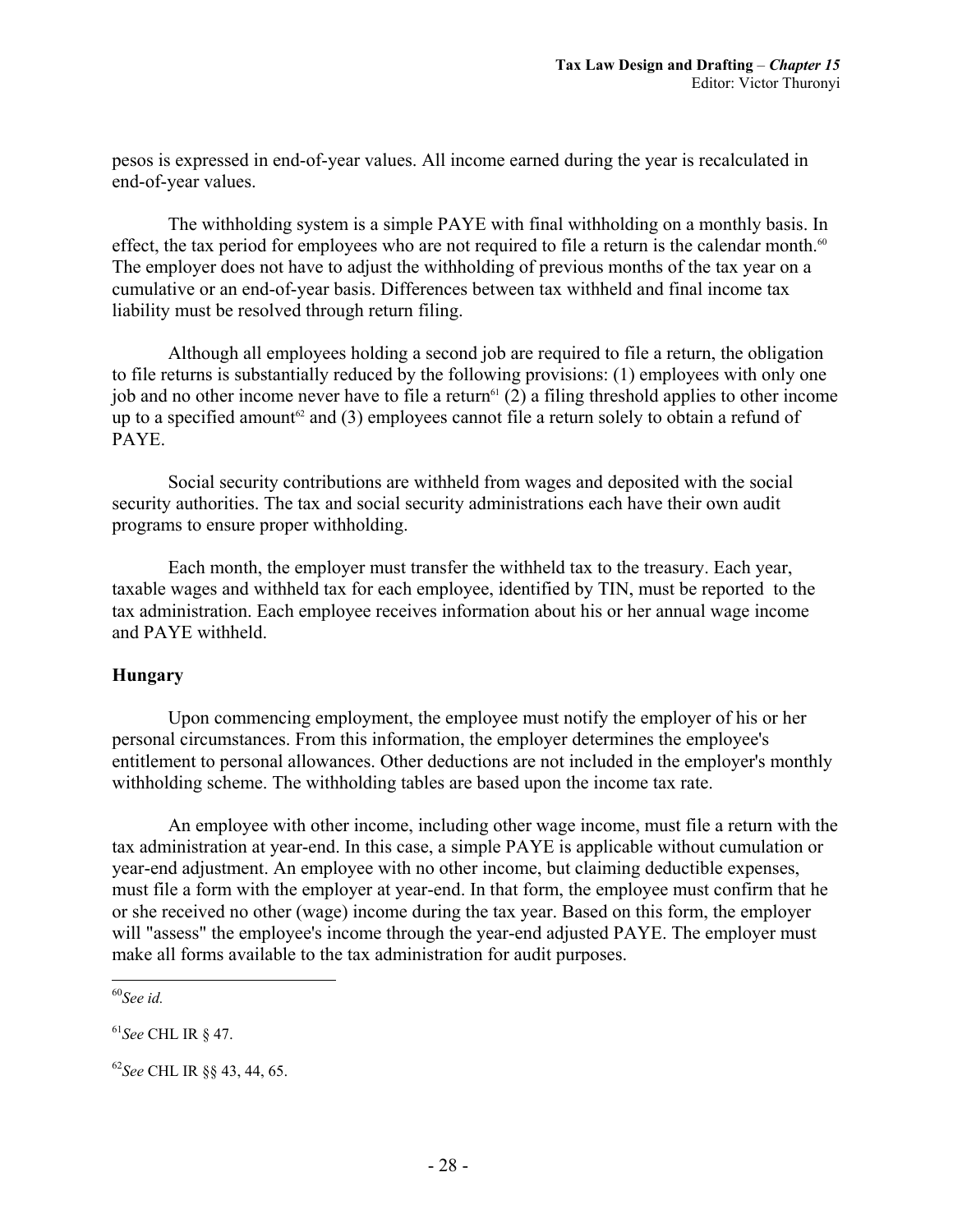pesos is expressed in end-of-year values. All income earned during the year is recalculated in end-of-year values.

The withholding system is a simple PAYE with final withholding on a monthly basis. In effect, the tax period for employees who are not required to file a return is the calendar month.[60] The employer does not have to adjust the withholding of previous months of the tax year on a cumulative or an end-of-year basis. Differences between tax withheld and final income tax liability must be resolved through return filing.

Although all employees holding a second job are required to file a return, the obligation to file returns is substantially reduced by the following provisions: (1) employees with only one job and no other income never have to file a return[61] (2) a filing threshold applies to other income up to a specified amount[62] and (3) employees cannot file a return solely to obtain a refund of PAYE.

Social security contributions are withheld from wages and deposited with the social security authorities. The tax and social security administrations each have their own audit programs to ensure proper withholding.

Each month, the employer must transfer the withheld tax to the treasury. Each year, taxable wages and withheld tax for each employee, identified by TIN, must be reported to the tax administration. Each employee receives information about his or her annual wage income and PAYE withheld.

**Hungary**

Upon commencing employment, the employee must notify the employer of his or her personal circumstances. From this information, the employer determines the employee's entitlement to personal allowances. Other deductions are not included in the employer's monthly withholding scheme. The withholding tables are based upon the income tax rate.

An employee with other income, including other wage income, must file a return with the tax administration at year-end. In this case, a simple PAYE is applicable without cumulation or year-end adjustment. An employee with no other income, but claiming deductible expenses, must file a form with the employer at year-end. In that form, the employee must confirm that he or she received no other (wage) income during the tax year. Based on this form, the employer will "assess" the employee's income through the year-end adjusted PAYE. The employer must make all forms available to the tax administration for audit purposes.

---

[60] *See id.*

[61] *See* CHL IR § 47.

[62] *See* CHL IR §§ 43, 44, 65.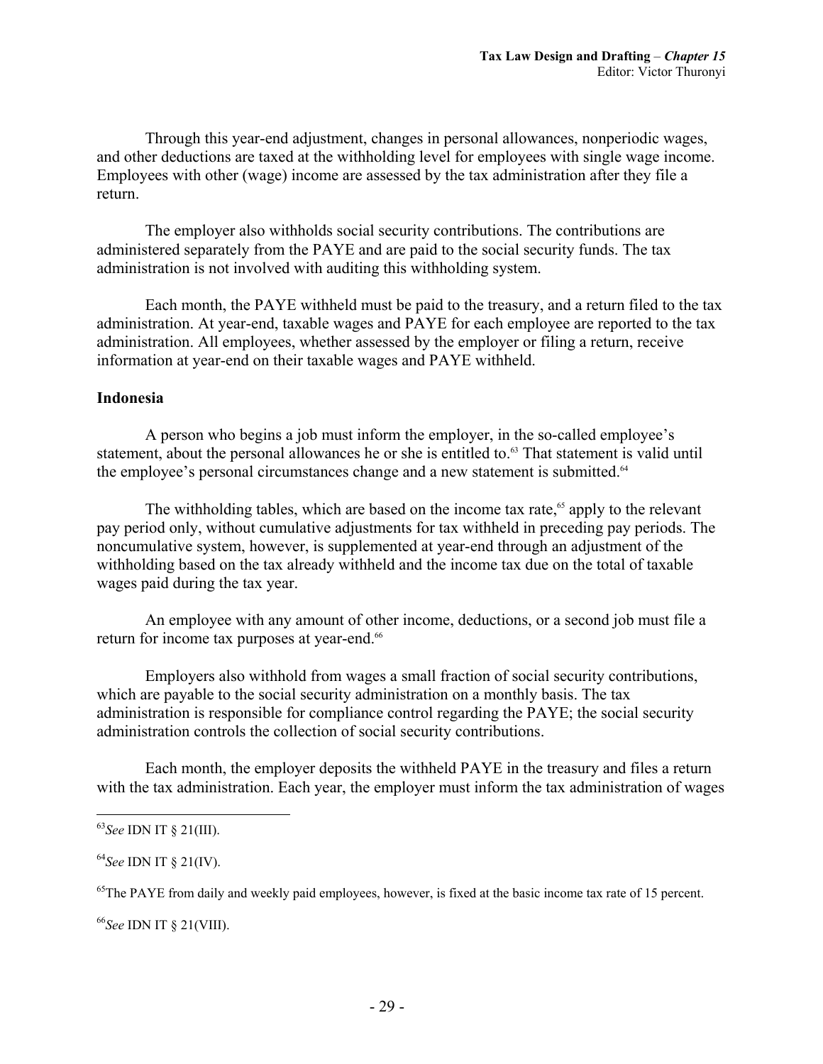Through this year-end adjustment, changes in personal allowances, nonperiodic wages, and other deductions are taxed at the withholding level for employees with single wage income. Employees with other (wage) income are assessed by the tax administration after they file a return.

The employer also withholds social security contributions. The contributions are administered separately from the PAYE and are paid to the social security funds. The tax administration is not involved with auditing this withholding system.

Each month, the PAYE withheld must be paid to the treasury, and a return filed to the tax administration. At year-end, taxable wages and PAYE for each employee are reported to the tax administration. All employees, whether assessed by the employer or filing a return, receive information at year-end on their taxable wages and PAYE withheld.

**Indonesia**

A person who begins a job must inform the employer, in the so-called employee's statement, about the personal allowances he or she is entitled to.[63] That statement is valid until the employee's personal circumstances change and a new statement is submitted.[64]

The withholding tables, which are based on the income tax rate,[65] apply to the relevant pay period only, without cumulative adjustments for tax withheld in preceding pay periods. The noncumulative system, however, is supplemented at year-end through an adjustment of the withholding based on the tax already withheld and the income tax due on the total of taxable wages paid during the tax year.

An employee with any amount of other income, deductions, or a second job must file a return for income tax purposes at year-end.[66]

Employers also withhold from wages a small fraction of social security contributions, which are payable to the social security administration on a monthly basis. The tax administration is responsible for compliance control regarding the PAYE; the social security administration controls the collection of social security contributions.

Each month, the employer deposits the withheld PAYE in the treasury and files a return with the tax administration. Each year, the employer must inform the tax administration of wages

---

[63] *See* IDN IT § 21(III).

[64] *See* IDN IT § 21(IV).

[65] The PAYE from daily and weekly paid employees, however, is fixed at the basic income tax rate of 15 percent.

[66] *See* IDN IT § 21(VIII).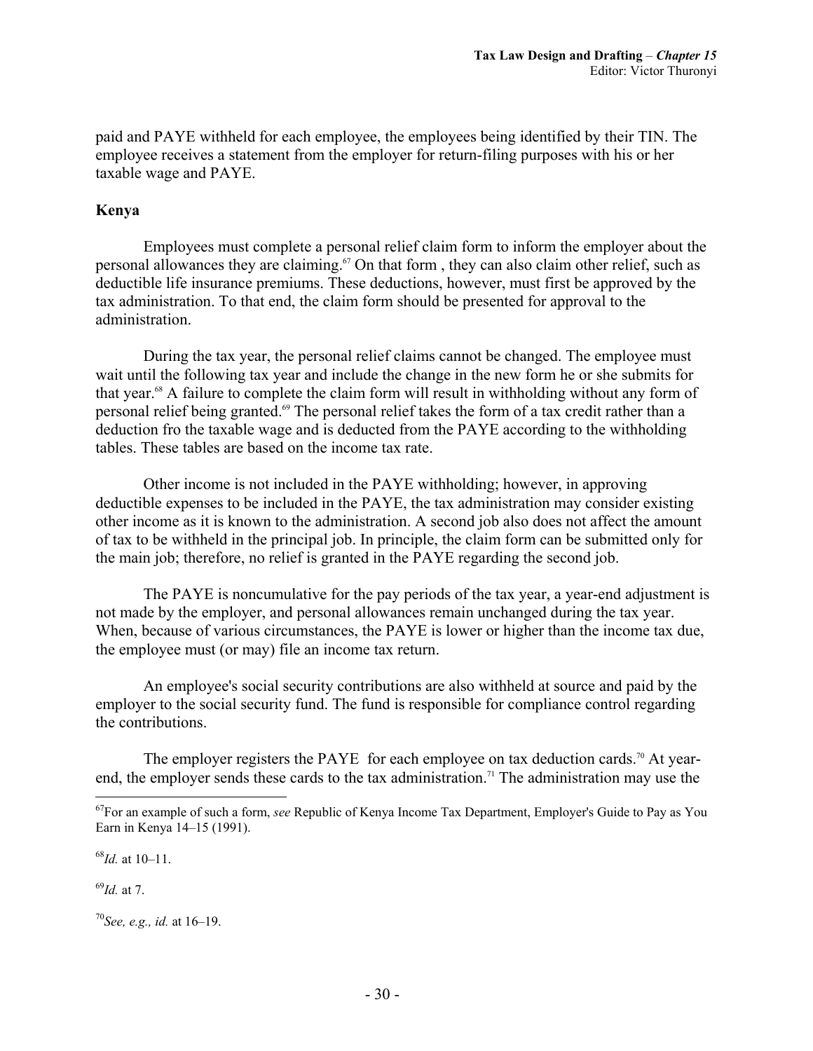paid and PAYE withheld for each employee, the employees being identified by their TIN. The employee receives a statement from the employer for return-filing purposes with his or her taxable wage and PAYE.

**Kenya**

Employees must complete a personal relief claim form to inform the employer about the personal allowances they are claiming.[67] On that form , they can also claim other relief, such as deductible life insurance premiums. These deductions, however, must first be approved by the tax administration. To that end, the claim form should be presented for approval to the administration.

During the tax year, the personal relief claims cannot be changed. The employee must wait until the following tax year and include the change in the new form he or she submits for that year.[68] A failure to complete the claim form will result in withholding without any form of personal relief being granted.[69] The personal relief takes the form of a tax credit rather than a deduction fro the taxable wage and is deducted from the PAYE according to the withholding tables. These tables are based on the income tax rate.

Other income is not included in the PAYE withholding; however, in approving deductible expenses to be included in the PAYE, the tax administration may consider existing other income as it is known to the administration. A second job also does not affect the amount of tax to be withheld in the principal job. In principle, the claim form can be submitted only for the main job; therefore, no relief is granted in the PAYE regarding the second job.

The PAYE is noncumulative for the pay periods of the tax year, a year-end adjustment is not made by the employer, and personal allowances remain unchanged during the tax year. When, because of various circumstances, the PAYE is lower or higher than the income tax due, the employee must (or may) file an income tax return.

An employee's social security contributions are also withheld at source and paid by the employer to the social security fund. The fund is responsible for compliance control regarding the contributions.

The employer registers the PAYE for each employee on tax deduction cards.[70] At year-end, the employer sends these cards to the tax administration.[71] The administration may use the

---

[67]For an example of such a form, *see* Republic of Kenya Income Tax Department, Employer's Guide to Pay as You Earn in Kenya 14–15 (1991).

[68]*Id.* at 10–11.

[69]*Id.* at 7.

[70]*See, e.g., id.* at 16–19.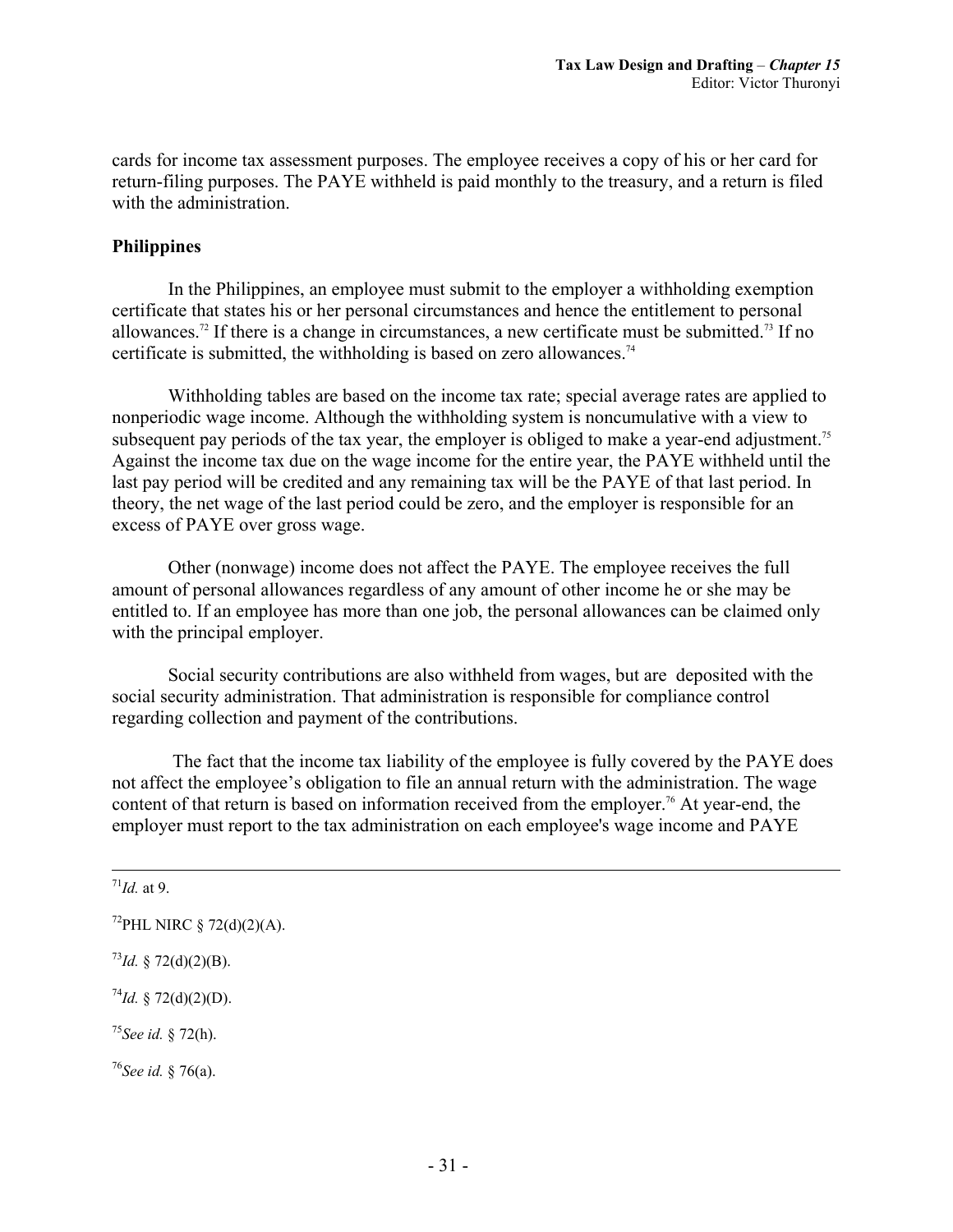cards for income tax assessment purposes. The employee receives a copy of his or her card for return-filing purposes. The PAYE withheld is paid monthly to the treasury, and a return is filed with the administration.

### Philippines

In the Philippines, an employee must submit to the employer a withholding exemption certificate that states his or her personal circumstances and hence the entitlement to personal allowances.[72] If there is a change in circumstances, a new certificate must be submitted.[73] If no certificate is submitted, the withholding is based on zero allowances.[74]

Withholding tables are based on the income tax rate; special average rates are applied to nonperiodic wage income. Although the withholding system is noncumulative with a view to subsequent pay periods of the tax year, the employer is obliged to make a year-end adjustment.[75] Against the income tax due on the wage income for the entire year, the PAYE withheld until the last pay period will be credited and any remaining tax will be the PAYE of that last period. In theory, the net wage of the last period could be zero, and the employer is responsible for an excess of PAYE over gross wage.

Other (nonwage) income does not affect the PAYE. The employee receives the full amount of personal allowances regardless of any amount of other income he or she may be entitled to. If an employee has more than one job, the personal allowances can be claimed only with the principal employer.

Social security contributions are also withheld from wages, but are deposited with the social security administration. That administration is responsible for compliance control regarding collection and payment of the contributions.

The fact that the income tax liability of the employee is fully covered by the PAYE does not affect the employee's obligation to file an annual return with the administration. The wage content of that return is based on information received from the employer.[76] At year-end, the employer must report to the tax administration on each employee's wage income and PAYE

---

[71] *Id.* at 9.

[72] PHL NIRC § 72(d)(2)(A).

[73] *Id.* § 72(d)(2)(B).

[74] *Id.* § 72(d)(2)(D).

[75] *See id.* § 72(h).

[76] *See id.* § 76(a).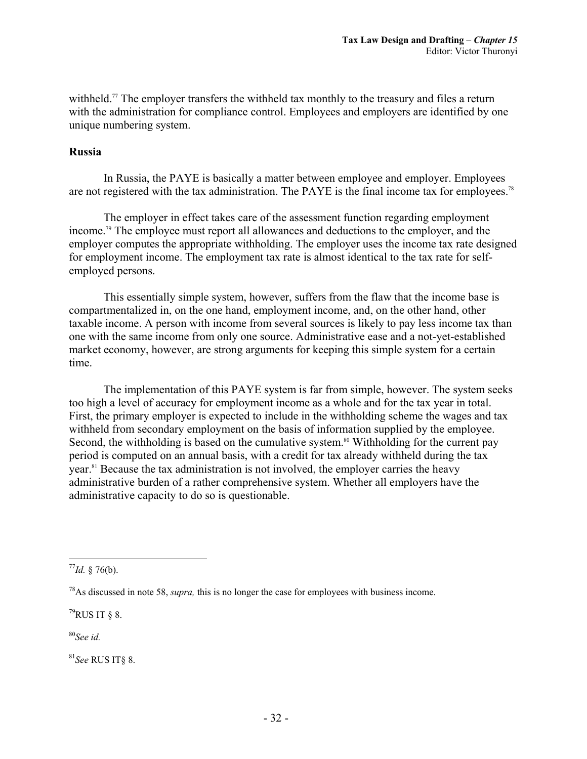withheld.[77] The employer transfers the withheld tax monthly to the treasury and files a return with the administration for compliance control. Employees and employers are identified by one unique numbering system.

**Russia**

In Russia, the PAYE is basically a matter between employee and employer. Employees are not registered with the tax administration. The PAYE is the final income tax for employees.[78]

The employer in effect takes care of the assessment function regarding employment income.[79] The employee must report all allowances and deductions to the employer, and the employer computes the appropriate withholding. The employer uses the income tax rate designed for employment income. The employment tax rate is almost identical to the tax rate for self-employed persons.

This essentially simple system, however, suffers from the flaw that the income base is compartmentalized in, on the one hand, employment income, and, on the other hand, other taxable income. A person with income from several sources is likely to pay less income tax than one with the same income from only one source. Administrative ease and a not-yet-established market economy, however, are strong arguments for keeping this simple system for a certain time.

The implementation of this PAYE system is far from simple, however. The system seeks too high a level of accuracy for employment income as a whole and for the tax year in total. First, the primary employer is expected to include in the withholding scheme the wages and tax withheld from secondary employment on the basis of information supplied by the employee. Second, the withholding is based on the cumulative system.[80] Withholding for the current pay period is computed on an annual basis, with a credit for tax already withheld during the tax year.[81] Because the tax administration is not involved, the employer carries the heavy administrative burden of a rather comprehensive system. Whether all employers have the administrative capacity to do so is questionable.

---

[77] *Id.* § 76(b).

[78] As discussed in note 58, *supra,* this is no longer the case for employees with business income.

[79] RUS IT § 8.

[80] *See id.*

[81] *See* RUS IT§ 8.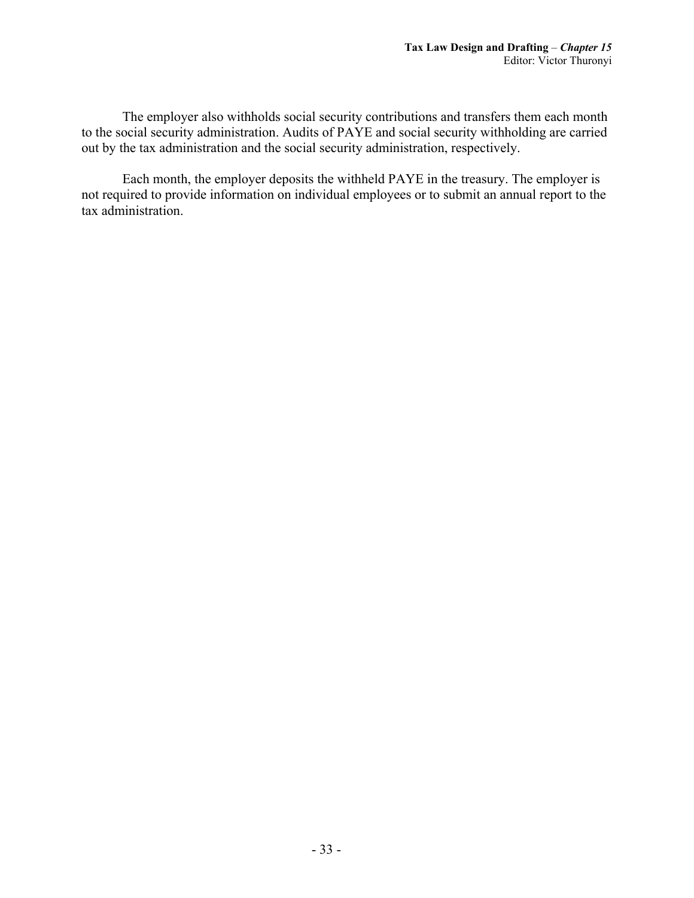The employer also withholds social security contributions and transfers them each month to the social security administration. Audits of PAYE and social security withholding are carried out by the tax administration and the social security administration, respectively.

Each month, the employer deposits the withheld PAYE in the treasury. The employer is not required to provide information on individual employees or to submit an annual report to the tax administration.